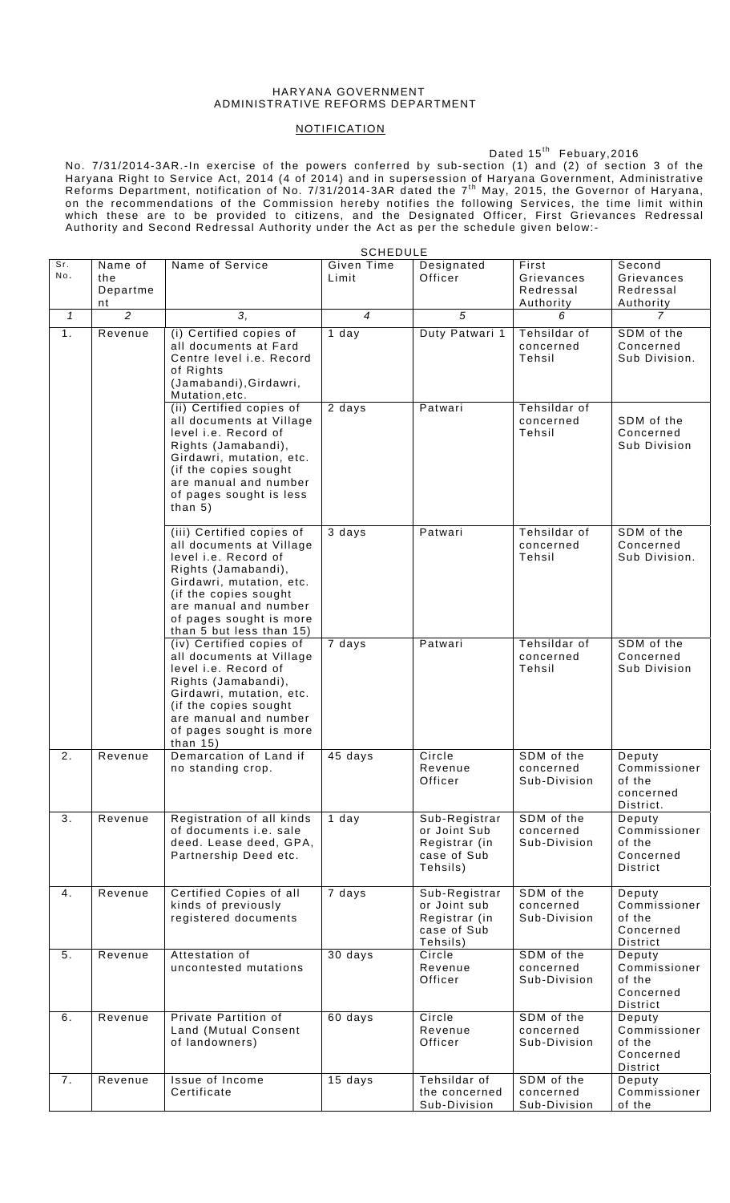HARYANA GOVERNMENT
ADMINISTRATIVE REFORMS DEPARTMENT

NOTIFICATION

Dated 15th Febuary,2016

No. 7/31/2014-3AR.-In exercise of the powers conferred by sub-section (1) and (2) of section 3 of the Haryana Right to Service Act, 2014 (4 of 2014) and in supersession of Haryana Government, Administrative Reforms Department, notification of No. 7/31/2014-3AR dated the 7th May, 2015, the Governor of Haryana, on the recommendations of the Commission hereby notifies the following Services, the time limit within which these are to be provided to citizens, and the Designated Officer, First Grievances Redressal Authority and Second Redressal Authority under the Act as per the schedule given below:-

SCHEDULE

| Sr. No. | Name of the Department | Name of Service | Given Time Limit | Designated Officer | First Grievances Redressal Authority | Second Grievances Redressal Authority |
|---|---|---|---|---|---|---|
| *1* | *2* | *3,* | *4* | *5* | *6* | *7* |
| 1. | Revenue | (i) Certified copies of all documents at Fard Centre level i.e. Record of Rights (Jamabandi),Girdawri, Mutation,etc. | 1 day | Duty Patwari 1 | Tehsildar of concerned Tehsil | SDM of the Concerned Sub Division. |
| | | (ii) Certified copies of all documents at Village level i.e. Record of Rights (Jamabandi), Girdawri, mutation, etc. (if the copies sought are manual and number of pages sought is less than 5) | 2 days | Patwari | Tehsildar of concerned Tehsil | SDM of the Concerned Sub Division |
| | | (iii) Certified copies of all documents at Village level i.e. Record of Rights (Jamabandi), Girdawri, mutation, etc. (if the copies sought are manual and number of pages sought is more than 5 but less than 15) | 3 days | Patwari | Tehsildar of concerned Tehsil | SDM of the Concerned Sub Division. |
| | | (iv) Certified copies of all documents at Village level i.e. Record of Rights (Jamabandi), Girdawri, mutation, etc. (if the copies sought are manual and number of pages sought is more than 15) | 7 days | Patwari | Tehsildar of concerned Tehsil | SDM of the Concerned Sub Division |
| 2. | Revenue | Demarcation of Land if no standing crop. | 45 days | Circle Revenue Officer | SDM of the concerned Sub-Division | Deputy Commissioner of the concerned District. |
| 3. | Revenue | Registration of all kinds of documents i.e. sale deed. Lease deed, GPA, Partnership Deed etc. | 1 day | Sub-Registrar or Joint Sub Registrar (in case of Sub Tehsils) | SDM of the concerned Sub-Division | Deputy Commissioner of the Concerned District |
| 4. | Revenue | Certified Copies of all kinds of previously registered documents | 7 days | Sub-Registrar or Joint Sub Registrar (in case of Sub Tehsils) | SDM of the concerned Sub-Division | Deputy Commissioner of the Concerned District |
| 5. | Revenue | Attestation of uncontested mutations | 30 days | Circle Revenue Officer | SDM of the concerned Sub-Division | Deputy Commissioner of the Concerned District |
| 6. | Revenue | Private Partition of Land (Mutual Consent of landowners) | 60 days | Circle Revenue Officer | SDM of the concerned Sub-Division | Deputy Commissioner of the Concerned District |
| 7. | Revenue | Issue of Income Certificate | 15 days | Tehsildar of the concerned Sub-Division | SDM of the concerned Sub-Division | Deputy Commissioner of the |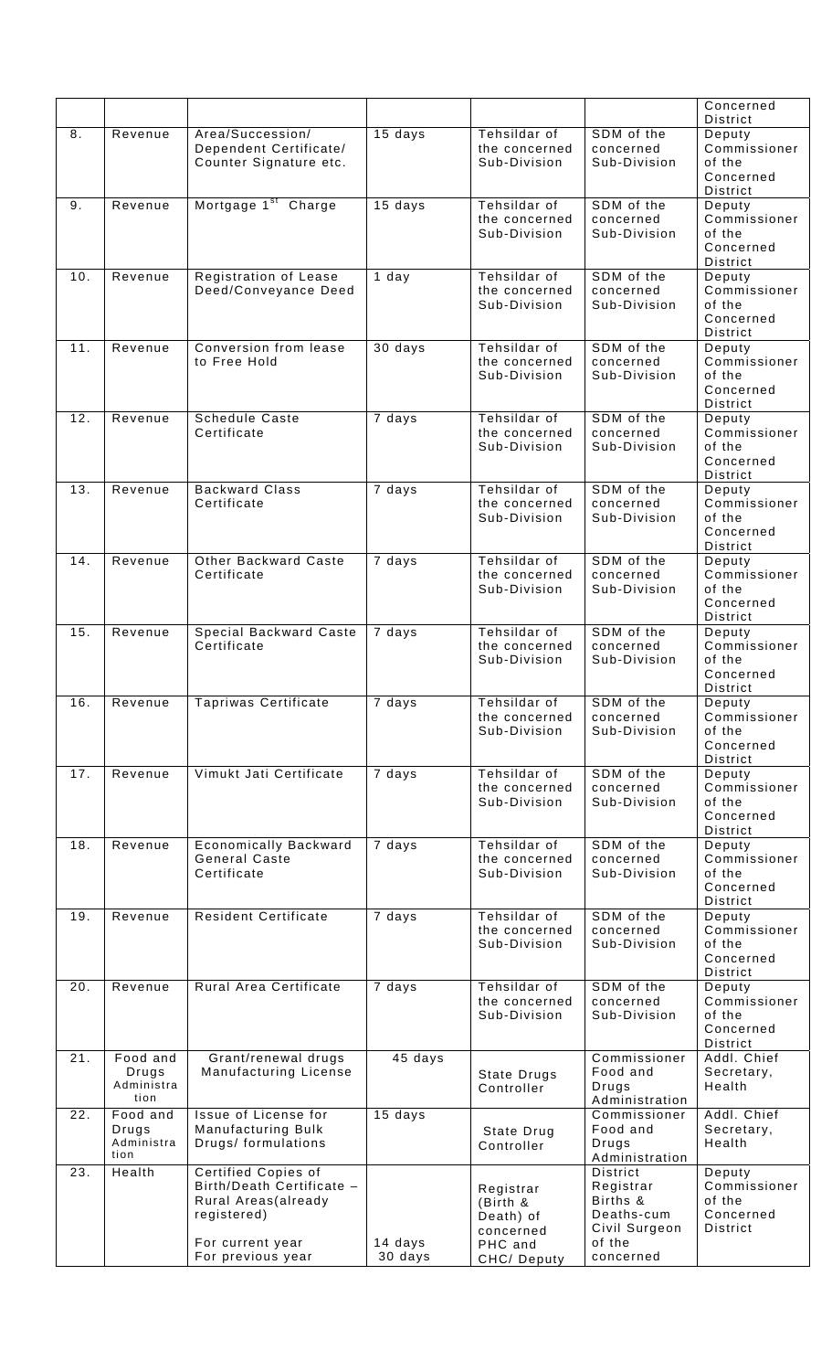| | | | | | | Concerned District |
|---|---|---|---|---|---|---|
| 8. | Revenue | Area/Succession/ Dependent Certificate/ Counter Signature etc. | 15 days | Tehsildar of the concerned Sub-Division | SDM of the concerned Sub-Division | Deputy Commissioner of the Concerned District |
| 9. | Revenue | Mortgage 1st Charge | 15 days | Tehsildar of the concerned Sub-Division | SDM of the concerned Sub-Division | Deputy Commissioner of the Concerned District |
| 10. | Revenue | Registration of Lease Deed/Conveyance Deed | 1 day | Tehsildar of the concerned Sub-Division | SDM of the concerned Sub-Division | Deputy Commissioner of the Concerned District |
| 11. | Revenue | Conversion from lease to Free Hold | 30 days | Tehsildar of the concerned Sub-Division | SDM of the concerned Sub-Division | Deputy Commissioner of the Concerned District |
| 12. | Revenue | Schedule Caste Certificate | 7 days | Tehsildar of the concerned Sub-Division | SDM of the concerned Sub-Division | Deputy Commissioner of the Concerned District |
| 13. | Revenue | Backward Class Certificate | 7 days | Tehsildar of the concerned Sub-Division | SDM of the concerned Sub-Division | Deputy Commissioner of the Concerned District |
| 14. | Revenue | Other Backward Caste Certificate | 7 days | Tehsildar of the concerned Sub-Division | SDM of the concerned Sub-Division | Deputy Commissioner of the Concerned District |
| 15. | Revenue | Special Backward Caste Certificate | 7 days | Tehsildar of the concerned Sub-Division | SDM of the concerned Sub-Division | Deputy Commissioner of the Concerned District |
| 16. | Revenue | Tapriwas Certificate | 7 days | Tehsildar of the concerned Sub-Division | SDM of the concerned Sub-Division | Deputy Commissioner of the Concerned District |
| 17. | Revenue | Vimukt Jati Certificate | 7 days | Tehsildar of the concerned Sub-Division | SDM of the concerned Sub-Division | Deputy Commissioner of the Concerned District |
| 18. | Revenue | Economically Backward General Caste Certificate | 7 days | Tehsildar of the concerned Sub-Division | SDM of the concerned Sub-Division | Deputy Commissioner of the Concerned District |
| 19. | Revenue | Resident Certificate | 7 days | Tehsildar of the concerned Sub-Division | SDM of the concerned Sub-Division | Deputy Commissioner of the Concerned District |
| 20. | Revenue | Rural Area Certificate | 7 days | Tehsildar of the concerned Sub-Division | SDM of the concerned Sub-Division | Deputy Commissioner of the Concerned District |
| 21. | Food and Drugs Administration | Grant/renewal drugs Manufacturing License | 45 days | State Drugs Controller | Commissioner Food and Drugs Administration | Addl. Chief Secretary, Health |
| 22. | Food and Drugs Administration | Issue of License for Manufacturing Bulk Drugs/ formulations | 15 days | State Drug Controller | Commissioner Food and Drugs Administration | Addl. Chief Secretary, Health |
| 23. | Health | Certified Copies of Birth/Death Certificate – Rural Areas(already registered)<br><br>For current year<br>For previous year | <br><br><br><br>14 days<br>30 days | Registrar (Birth & Death) of concerned PHC and CHC/ Deputy | District Registrar Births & Deaths-cum Civil Surgeon of the concerned | Deputy Commissioner of the Concerned District |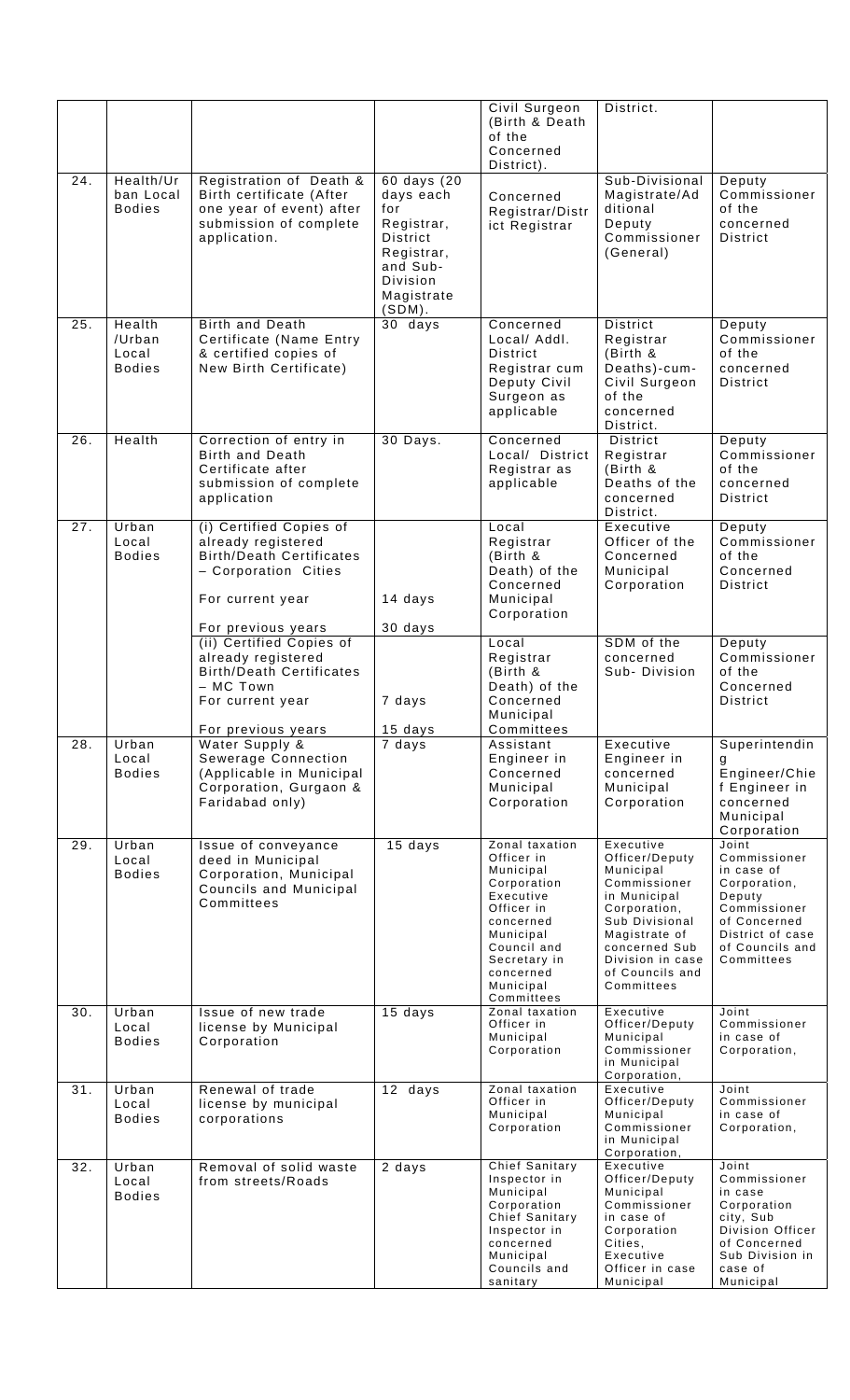| | | | | Civil Surgeon (Birth & Death of the Concerned District). | District. | |
|---|---|---|---|---|---|---|
| 24. | Health/Urban Local Bodies | Registration of Death & Birth certificate (After one year of event) after submission of complete application. | 60 days (20 days each for Registrar, District Registrar, and Sub-Division Magistrate (SDM). | Concerned Registrar/District Registrar | Sub-Divisional Magistrate/Additional Deputy Commissioner (General) | Deputy Commissioner of the concerned District |
| 25. | Health /Urban Local Bodies | Birth and Death Certificate (Name Entry & certified copies of New Birth Certificate) | 30 days | Concerned Local/ Addl. District Registrar cum Deputy Civil Surgeon as applicable | District Registrar (Birth & Deaths)-cum-Civil Surgeon of the concerned District. | Deputy Commissioner of the concerned District |
| 26. | Health | Correction of entry in Birth and Death Certificate after submission of complete application | 30 Days. | Concerned Local/ District Registrar as applicable | District Registrar (Birth & Deaths of the concerned District. | Deputy Commissioner of the concerned District |
| 27. | Urban Local Bodies | (i) Certified Copies of already registered Birth/Death Certificates – Corporation Cities<br><br>For current year<br><br>For previous years | <br><br><br><br>14 days<br><br>30 days | Local Registrar (Birth & Death) of the Concerned Municipal Corporation | Executive Officer of the Concerned Municipal Corporation | Deputy Commissioner of the Concerned District |
| | | (ii) Certified Copies of already registered Birth/Death Certificates – MC Town<br>For current year<br><br>For previous years | <br><br><br>7 days<br><br>15 days | Local Registrar (Birth & Death) of the Concerned Municipal Committees | SDM of the concerned Sub- Division | Deputy Commissioner of the Concerned District |
| 28. | Urban Local Bodies | Water Supply & Sewerage Connection (Applicable in Municipal Corporation, Gurgaon & Faridabad only) | 7 days | Assistant Engineer in Concerned Municipal Corporation | Executive Engineer in concerned Municipal Corporation | Superintending Engineer/Chief Engineer in concerned Municipal Corporation |
| 29. | Urban Local Bodies | Issue of conveyance deed in Municipal Corporation, Municipal Councils and Municipal Committees | 15 days | Zonal taxation Officer in Municipal Corporation Executive Officer in concerned Municipal Council and Secretary in concerned Municipal Committees | Executive Officer/Deputy Municipal Commissioner in Municipal Corporation, Sub Divisional Magistrate of concerned Sub Division in case of Councils and Committees | Joint Commissioner in case of Corporation, Deputy Commissioner of Concerned District of case of Councils and Committees |
| 30. | Urban Local Bodies | Issue of new trade license by Municipal Corporation | 15 days | Zonal taxation Officer in Municipal Corporation | Executive Officer/Deputy Municipal Commissioner in Municipal Corporation, | Joint Commissioner in case of Corporation, |
| 31. | Urban Local Bodies | Renewal of trade license by municipal corporations | 12 days | Zonal taxation Officer in Municipal Corporation | Executive Officer/Deputy Municipal Commissioner in Municipal Corporation, | Joint Commissioner in case of Corporation, |
| 32. | Urban Local Bodies | Removal of solid waste from streets/Roads | 2 days | Chief Sanitary Inspector in Municipal Corporation Chief Sanitary Inspector in concerned Municipal Councils and sanitary | Executive Officer/Deputy Municipal Commissioner in case of Corporation Cities, Executive Officer in case Municipal | Joint Commissioner in case Corporation city, Sub Division Officer of Concerned Sub Division in case of Municipal |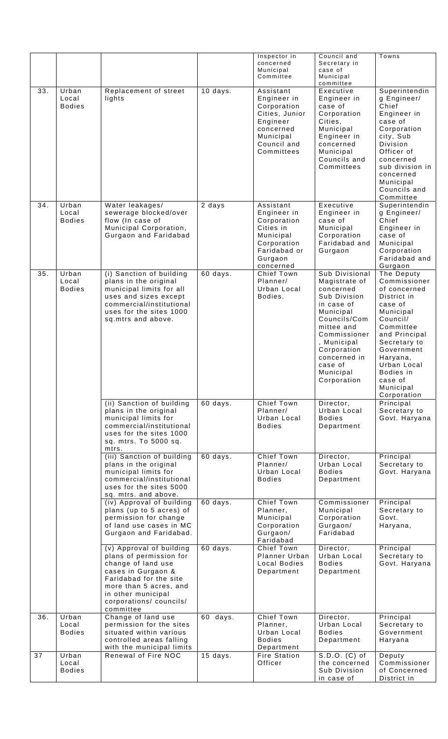| | | | | Inspector in concerned Municipal Committee | Council and Secretary in case of Municipal committee | Towns |
|---|---|---|---|---|---|---|
| 33. | Urban Local Bodies | Replacement of street lights | 10 days. | Assistant Engineer in Corporation Cities, Junior Engineer concerned Municipal Council and Committees | Executive Engineer in case of Corporation Cities, Municipal Engineer in concerned Municipal Councils and Committees | Superintending Engineer/ Chief Engineer in case of Corporation city, Sub Division Officer of concerned sub division in concerned Municipal Councils and Committee |
| 34. | Urban Local Bodies | Water leakages/ sewerage blocked/over flow (In case of Municipal Corporation, Gurgaon and Faridabad | 2 days | Assistant Engineer in Corporation Cities in Municipal Corporation Faridabad or Gurgaon concerned | Executive Engineer in case of Municipal Corporation Faridabad and Gurgaon | Superintending Engineer/ Chief Engineer in case of Municipal Corporation Faridabad and Gurgaon |
| 35. | Urban Local Bodies | (i) Sanction of building plans in the original municipal limits for all uses and sizes except commercial/institutional uses for the sites 1000 sq.mtrs and above. | 60 days. | Chief Town Planner/ Urban Local Bodies. | Sub Divisional Magistrate of concerned Sub Division in case of Municipal Councils/Committee and Commissioner, Municipal Corporation concerned in case of Municipal Corporation | The Deputy Commissioner of concerned District in case of Municipal Council/ Committee and Principal Secretary to Government Haryana, Urban Local Bodies in case of Municipal Corporation |
| | | (ii) Sanction of building plans in the original municipal limits for commercial/institutional uses for the sites 1000 sq. mtrs. To 5000 sq. mtrs. | 60 days. | Chief Town Planner/ Urban Local Bodies | Director, Urban Local Bodies Department | Principal Secretary to Govt. Haryana |
| | | (iii) Sanction of building plans in the original municipal limits for commercial/institutional uses for the sites 5000 sq. mtrs. and above. | 60 days. | Chief Town Planner/ Urban Local Bodies | Director, Urban Local Bodies Department | Principal Secretary to Govt. Haryana |
| | | (iv) Approval of building plans (up to 5 acres) of permission for change of land use cases in MC Gurgaon and Faridabad. | 60 days. | Chief Town Planner, Municipal Corporation Gurgaon/ Faridabad | Commissioner Municipal Corporation Gurgaon/ Faridabad | Principal Secretary to Govt. Haryana, |
| | | (v) Approval of building plans of permission for change of land use cases in Gurgaon & Faridabad for the site more than 5 acres, and in other municipal corporations/ councils/ committee | 60 days. | Chief Town Planner Urban Local Bodies Department | Director, Urban Local Bodies Department | Principal Secretary to Govt. Haryana |
| 36. | Urban Local Bodies | Change of land use permission for the sites situated within various controlled areas falling with the municipal limits | 60 days. | Chief Town Planner, Urban Local Bodies Department | Director, Urban Local Bodies Department | Principal Secretary to Government Haryana |
| 37 | Urban Local Bodies | Renewal of Fire NOC | 15 days. | Fire Station Officer | S.D.O. (C) of the concerned Sub Division in case of | Deputy Commissioner of Concerned District in |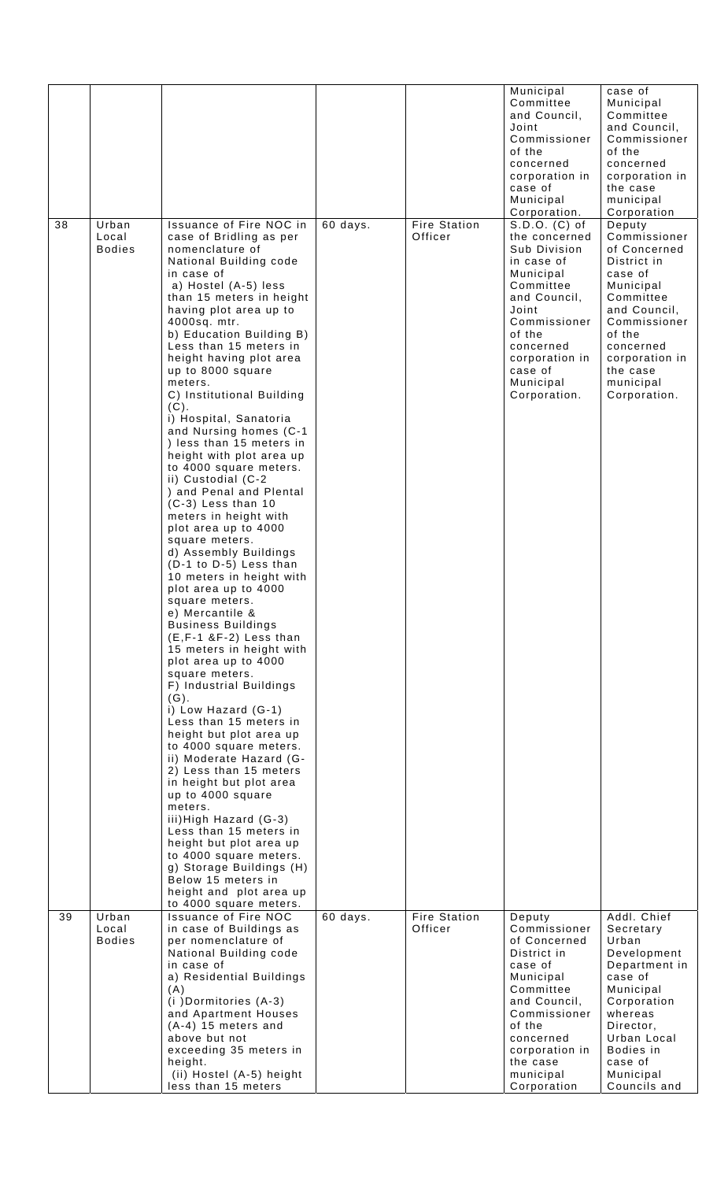| | | | | | | |
|---|---|---|---|---|---|---|
| | | | | | Municipal Committee and Council, Joint Commissioner of the concerned corporation in case of Municipal Corporation. | case of Municipal Committee and Council, Commissioner of the concerned corporation in the case municipal Corporation |
| 38 | Urban Local Bodies | Issuance of Fire NOC in case of Bridling as per nomenclature of National Building code in case of<br>a) Hostel (A-5) less than 15 meters in height having plot area up to 4000sq. mtr.<br>b) Education Building B) Less than 15 meters in height having plot area up to 8000 square meters.<br>C) Institutional Building (C).<br>i) Hospital, Sanatoria and Nursing homes (C-1 ) less than 15 meters in height with plot area up to 4000 square meters.<br>ii) Custodial (C-2 ) and Penal and Plental (C-3) Less than 10 meters in height with plot area up to 4000 square meters.<br>d) Assembly Buildings (D-1 to D-5) Less than 10 meters in height with plot area up to 4000 square meters.<br>e) Mercantile & Business Buildings (E,F-1 &F-2) Less than 15 meters in height with plot area up to 4000 square meters.<br>F) Industrial Buildings (G).<br>i) Low Hazard (G-1) Less than 15 meters in height but plot area up to 4000 square meters.<br>ii) Moderate Hazard (G-2) Less than 15 meters in height but plot area up to 4000 square meters.<br>iii)High Hazard (G-3) Less than 15 meters in height but plot area up to 4000 square meters.<br>g) Storage Buildings (H) Below 15 meters in height and plot area up to 4000 square meters. | 60 days. | Fire Station Officer | S.D.O. (C) of the concerned Sub Division in case of Municipal Committee and Council, Joint Commissioner of the concerned corporation in case of Municipal Corporation. | Deputy Commissioner of Concerned District in case of Municipal Committee and Council, Commissioner of the concerned corporation in the case municipal Corporation. |
| 39 | Urban Local Bodies | Issuance of Fire NOC in case of Buildings as per nomenclature of National Building code in case of<br>a) Residential Buildings (A)<br>(i )Dormitories (A-3) and Apartment Houses (A-4) 15 meters and above but not exceeding 35 meters in height.<br>(ii) Hostel (A-5) height less than 15 meters | 60 days. | Fire Station Officer | Deputy Commissioner of Concerned District in case of Municipal Committee and Council, Commissioner of the concerned corporation in the case municipal Corporation | Addl. Chief Secretary Urban Development Department in case of Municipal Corporation whereas Director, Urban Local Bodies in case of Municipal Councils and |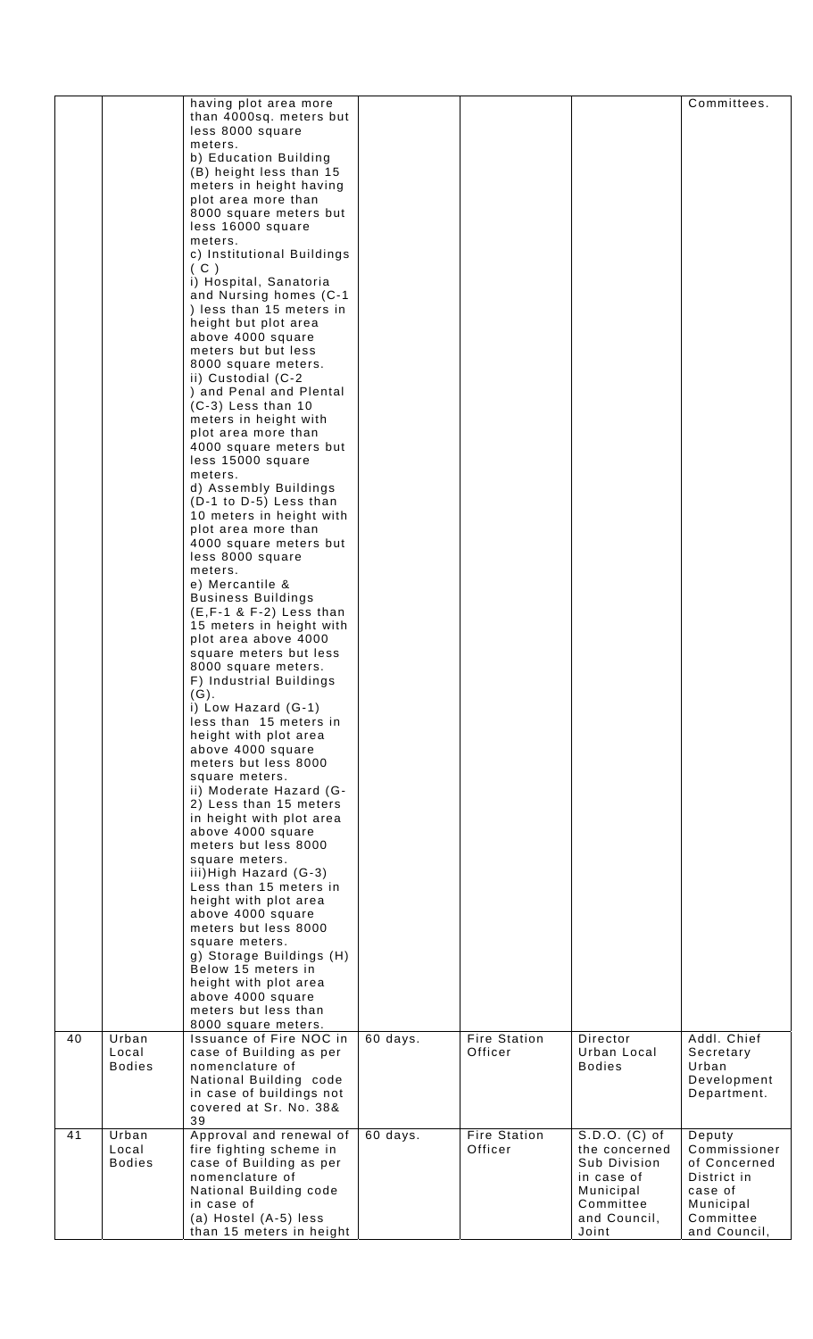| | | having plot area more than 4000sq. meters but less 8000 square meters.<br>b) Education Building (B) height less than 15 meters in height having plot area more than 8000 square meters but less 16000 square meters.<br>c) Institutional Buildings ( C )<br>i) Hospital, Sanatoria and Nursing homes (C-1 ) less than 15 meters in height but plot area above 4000 square meters but but less 8000 square meters.<br>ii) Custodial (C-2 ) and Penal and Plental (C-3) Less than 10 meters in height with plot area more than 4000 square meters but less 15000 square meters.<br>d) Assembly Buildings (D-1 to D-5) Less than 10 meters in height with plot area more than 4000 square meters but less 8000 square meters.<br>e) Mercantile & Business Buildings (E,F-1 & F-2) Less than 15 meters in height with plot area above 4000 square meters but less 8000 square meters.<br>F) Industrial Buildings (G).<br>i) Low Hazard (G-1) less than 15 meters in height with plot area above 4000 square meters but less 8000 square meters.<br>ii) Moderate Hazard (G-2) Less than 15 meters in height with plot area above 4000 square meters but less 8000 square meters.<br>iii)High Hazard (G-3) Less than 15 meters in height with plot area above 4000 square meters but less 8000 square meters.<br>g) Storage Buildings (H) Below 15 meters in height with plot area above 4000 square meters but less than 8000 square meters. | | | | Committees. |
|---|---|---|---|---|---|---|
| 40 | Urban Local Bodies | Issuance of Fire NOC in case of Building as per nomenclature of National Building code in case of buildings not covered at Sr. No. 38& 39 | 60 days. | Fire Station Officer | Director Urban Local Bodies | Addl. Chief Secretary Urban Development Department. |
| 41 | Urban Local Bodies | Approval and renewal of fire fighting scheme in case of Building as per nomenclature of National Building code in case of<br>(a) Hostel (A-5) less than 15 meters in height | 60 days. | Fire Station Officer | S.D.O. (C) of the concerned Sub Division in case of Municipal Committee and Council, Joint | Deputy Commissioner of Concerned District in case of Municipal Committee and Council, |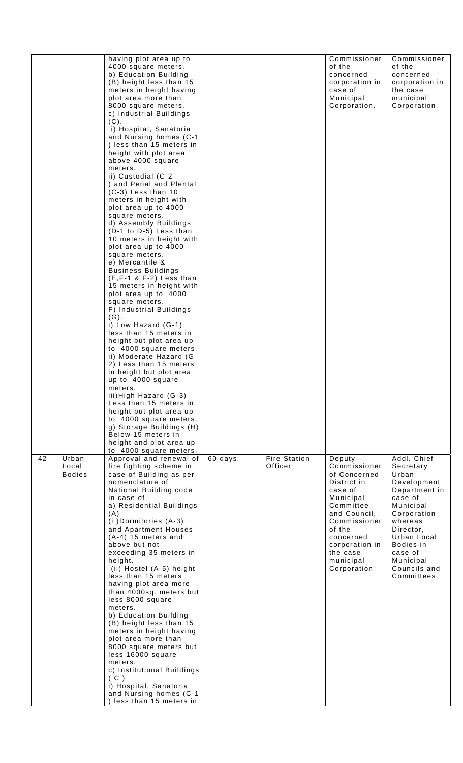| | | | | | | |
|---|---|---|---|---|---|---|
| | | having plot area up to 4000 square meters.<br>b) Education Building (B) height less than 15 meters in height having plot area more than 8000 square meters.<br>c) Industrial Buildings (C).<br>i) Hospital, Sanatoria and Nursing homes (C-1 ) less than 15 meters in height with plot area above 4000 square meters.<br>ii) Custodial (C-2 ) and Penal and Plental (C-3) Less than 10 meters in height with plot area up to 4000 square meters.<br>d) Assembly Buildings (D-1 to D-5) Less than 10 meters in height with plot area up to 4000 square meters.<br>e) Mercantile & Business Buildings (E,F-1 & F-2) Less than 15 meters in height with plot area up to 4000 square meters.<br>F) Industrial Buildings (G).<br>i) Low Hazard (G-1) less than 15 meters in height but plot area up to 4000 square meters.<br>ii) Moderate Hazard (G-2) Less than 15 meters in height but plot area up to 4000 square meters.<br>iii)High Hazard (G-3) Less than 15 meters in height but plot area up to 4000 square meters.<br>g) Storage Buildings (H) Below 15 meters in height and plot area up to 4000 square meters. | | | Commissioner of the concerned corporation in case of Municipal Corporation. | Commissioner of the concerned corporation in the case municipal Corporation. |
| 42 | Urban Local Bodies | Approval and renewal of fire fighting scheme in case of Building as per nomenclature of National Building code in case of<br>a) Residential Buildings (A)<br>(i )Dormitories (A-3) and Apartment Houses (A-4) 15 meters and above but not exceeding 35 meters in height.<br>(ii) Hostel (A-5) height less than 15 meters having plot area more than 4000sq. meters but less 8000 square meters.<br>b) Education Building (B) height less than 15 meters in height having plot area more than 8000 square meters but less 16000 square meters.<br>c) Institutional Buildings ( C )<br>i) Hospital, Sanatoria and Nursing homes (C-1 ) less than 15 meters in | 60 days. | Fire Station Officer | Deputy Commissioner of Concerned District in case of Municipal Committee and Council, Commissioner of the concerned corporation in the case municipal Corporation | Addl. Chief Secretary Urban Development Department in case of Municipal Corporation whereas Director, Urban Local Bodies in case of Municipal Councils and Committees. |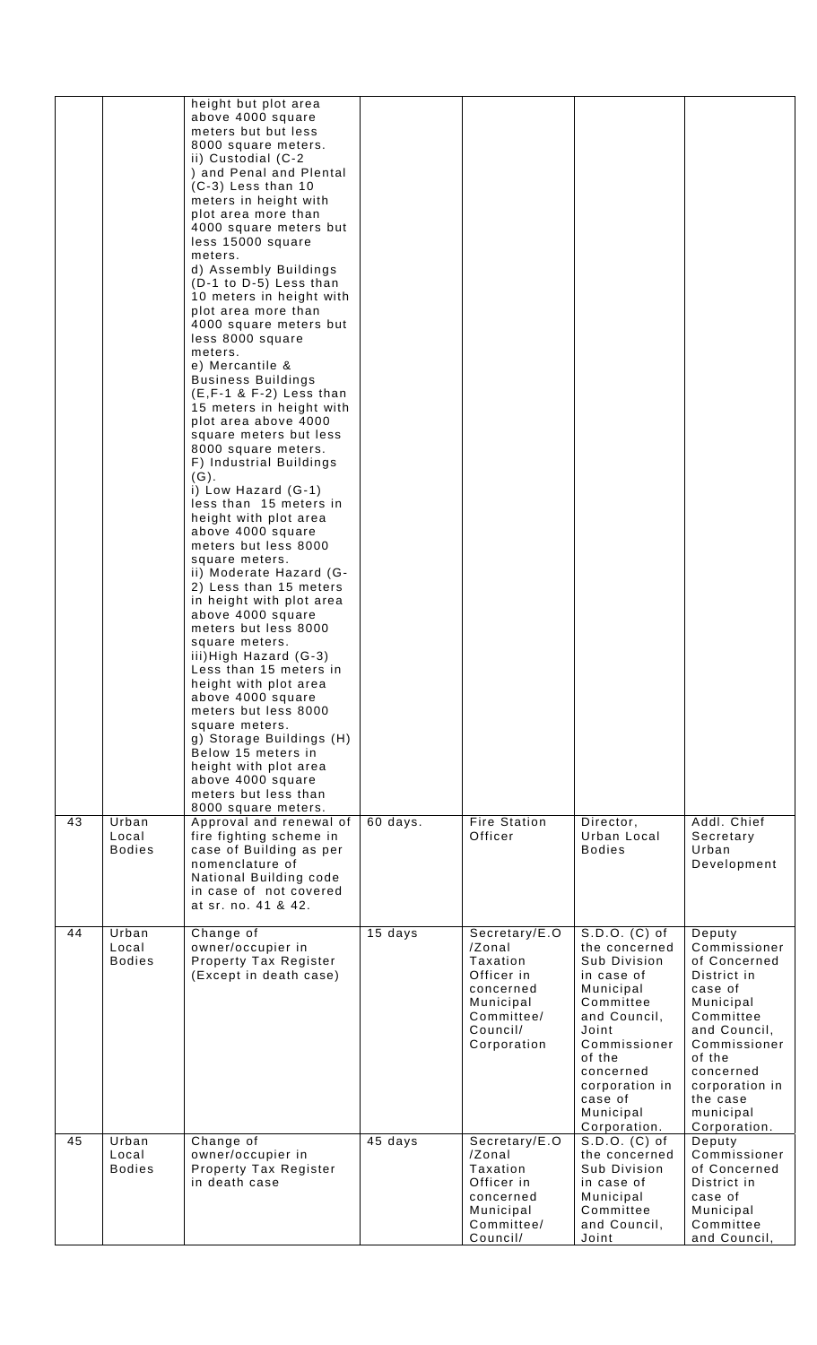| | | | | | | |
|---|---|---|---|---|---|---|
| | | height but plot area above 4000 square meters but but less 8000 square meters.<br>ii) Custodial (C-2 ) and Penal and Plental (C-3) Less than 10 meters in height with plot area more than 4000 square meters but less 15000 square meters.<br>d) Assembly Buildings (D-1 to D-5) Less than 10 meters in height with plot area more than 4000 square meters but less 8000 square meters.<br>e) Mercantile & Business Buildings (E,F-1 & F-2) Less than 15 meters in height with plot area above 4000 square meters but less 8000 square meters.<br>F) Industrial Buildings (G).<br>i) Low Hazard (G-1) less than 15 meters in height with plot area above 4000 square meters but less 8000 square meters.<br>ii) Moderate Hazard (G-2) Less than 15 meters in height with plot area above 4000 square meters but less 8000 square meters.<br>iii)High Hazard (G-3) Less than 15 meters in height with plot area above 4000 square meters but less 8000 square meters.<br>g) Storage Buildings (H) Below 15 meters in height with plot area above 4000 square meters but less than 8000 square meters. | | | | |
| 43 | Urban Local Bodies | Approval and renewal of fire fighting scheme in case of Building as per nomenclature of National Building code in case of not covered at sr. no. 41 & 42. | 60 days. | Fire Station Officer | Director, Urban Local Bodies | Addl. Chief Secretary Urban Development |
| 44 | Urban Local Bodies | Change of owner/occupier in Property Tax Register (Except in death case) | 15 days | Secretary/E.O /Zonal Taxation Officer in concerned Municipal Committee/ Council/ Corporation | S.D.O. (C) of the concerned Sub Division in case of Municipal Committee and Council, Joint Commissioner of the concerned corporation in case of Municipal Corporation. | Deputy Commissioner of Concerned District in case of Municipal Committee and Council, Commissioner of the concerned corporation in the case municipal Corporation. |
| 45 | Urban Local Bodies | Change of owner/occupier in Property Tax Register in death case | 45 days | Secretary/E.O /Zonal Taxation Officer in concerned Municipal Committee/ Council/ | S.D.O. (C) of the concerned Sub Division in case of Municipal Committee and Council, Joint | Deputy Commissioner of Concerned District in case of Municipal Committee and Council, |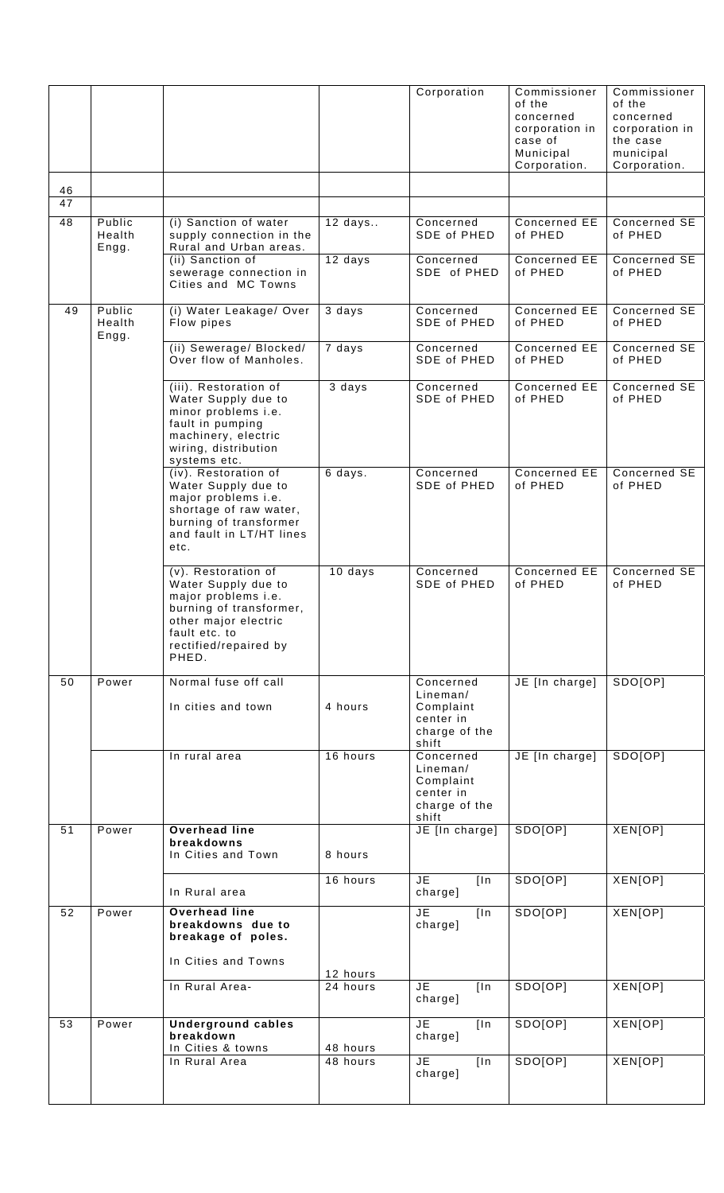| | | | | Corporation | Commissioner of the concerned corporation in case of Municipal Corporation. | Commissioner of the concerned corporation in the case municipal Corporation. |
|---|---|---|---|---|---|---|
| 46 | | | | | | |
| 47 | | | | | | |
| 48 | Public Health Engg. | (i) Sanction of water supply connection in the Rural and Urban areas. | 12 days.. | Concerned SDE of PHED | Concerned EE of PHED | Concerned SE of PHED |
| | | (ii) Sanction of sewerage connection in Cities and MC Towns | 12 days | Concerned SDE of PHED | Concerned EE of PHED | Concerned SE of PHED |
| 49 | Public Health Engg. | (i) Water Leakage/ Over Flow pipes | 3 days | Concerned SDE of PHED | Concerned EE of PHED | Concerned SE of PHED |
| | | (ii) Sewerage/ Blocked/ Over flow of Manholes. | 7 days | Concerned SDE of PHED | Concerned EE of PHED | Concerned SE of PHED |
| | | (iii). Restoration of Water Supply due to minor problems i.e. fault in pumping machinery, electric wiring, distribution systems etc. | 3 days | Concerned SDE of PHED | Concerned EE of PHED | Concerned SE of PHED |
| | | (iv). Restoration of Water Supply due to major problems i.e. shortage of raw water, burning of transformer and fault in LT/HT lines etc. | 6 days. | Concerned SDE of PHED | Concerned EE of PHED | Concerned SE of PHED |
| | | (v). Restoration of Water Supply due to major problems i.e. burning of transformer, other major electric fault etc. to rectified/repaired by PHED. | 10 days | Concerned SDE of PHED | Concerned EE of PHED | Concerned SE of PHED |
| 50 | Power | Normal fuse off call<br><br>In cities and town | 4 hours | Concerned Lineman/ Complaint center in charge of the shift | JE [In charge] | SDO[OP] |
| | | In rural area | 16 hours | Concerned Lineman/ Complaint center in charge of the shift | JE [In charge] | SDO[OP] |
| 51 | Power | **Overhead line breakdowns**<br>In Cities and Town | 8 hours | JE [In charge] | SDO[OP] | XEN[OP] |
| | | In Rural area | 16 hours | JE [In charge] | SDO[OP] | XEN[OP] |
| 52 | Power | **Overhead line breakdowns due to breakage of poles.**<br><br>In Cities and Towns | 12 hours | JE [In charge] | SDO[OP] | XEN[OP] |
| | | In Rural Area- | 24 hours | JE [In charge] | SDO[OP] | XEN[OP] |
| 53 | Power | **Underground cables breakdown**<br>In Cities & towns | 48 hours | JE [In charge] | SDO[OP] | XEN[OP] |
| | | In Rural Area | 48 hours | JE [In charge] | SDO[OP] | XEN[OP] |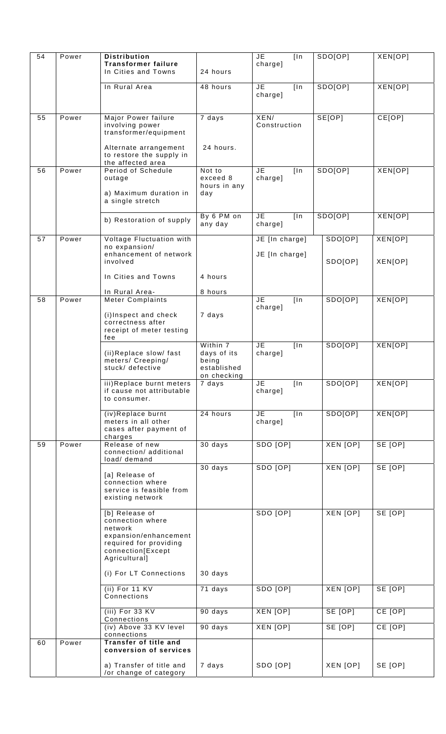| 54 | Power | **Distribution Transformer failure** In Cities and Towns | 24 hours | JE [In charge] | SDO[OP] | XEN[OP] |
|---|---|---|---|---|---|---|
| | | In Rural Area | 48 hours | JE [In charge] | SDO[OP] | XEN[OP] |
| 55 | Power | Major Power failure involving power transformer/equipment | 7 days | XEN/ Construction | SE[OP] | CE[OP] |
| | | Alternate arrangement to restore the supply in the affected area | 24 hours. | | | |
| 56 | Power | Period of Schedule outage<br>a) Maximum duration in a single stretch | Not to exceed 8 hours in any day | JE [In charge] | SDO[OP] | XEN[OP] |
| | | b) Restoration of supply | By 6 PM on any day | JE [In charge] | SDO[OP] | XEN[OP] |
| 57 | Power | Voltage Fluctuation with no expansion/ enhancement of network involved | | JE [In charge] | SDO[OP] | XEN[OP] |
| | | In Cities and Towns | 4 hours | JE [In charge] | SDO[OP] | XEN[OP] |
| | | In Rural Area- | 8 hours | | | |
| 58 | Power | Meter Complaints<br>(i)Inspect and check correctness after receipt of meter testing fee | 7 days | JE [In charge] | SDO[OP] | XEN[OP] |
| | | (ii)Replace slow/ fast meters/ Creeping/ stuck/ defective | Within 7 days of its being established on checking | JE [In charge] | SDO[OP] | XEN[OP] |
| | | iii)Replace burnt meters if cause not attributable to consumer. | 7 days | JE [In charge] | SDO[OP] | XEN[OP] |
| | | (iv)Replace burnt meters in all other cases after payment of charges | 24 hours | JE [In charge] | SDO[OP] | XEN[OP] |
| 59 | Power | Release of new connection/ additional load/ demand | 30 days | SDO [OP] | XEN [OP] | SE [OP] |
| | | [a] Release of connection where service is feasible from existing network | 30 days | SDO [OP] | XEN [OP] | SE [OP] |
| | | [b] Release of connection where network expansion/enhancement required for providing connection[Except Agricultural] | | SDO [OP] | XEN [OP] | SE [OP] |
| | | (i) For LT Connections | 30 days | | | |
| | | (ii) For 11 KV Connections | 71 days | SDO [OP] | XEN [OP] | SE [OP] |
| | | (iii) For 33 KV Connections | 90 days | XEN [OP] | SE [OP] | CE [OP] |
| | | (iv) Above 33 KV level connections | 90 days | XEN [OP] | SE [OP] | CE [OP] |
| 60 | Power | **Transfer of title and conversion of services** | | | | |
| | | a) Transfer of title and /or change of category | 7 days | SDO [OP] | XEN [OP] | SE [OP] |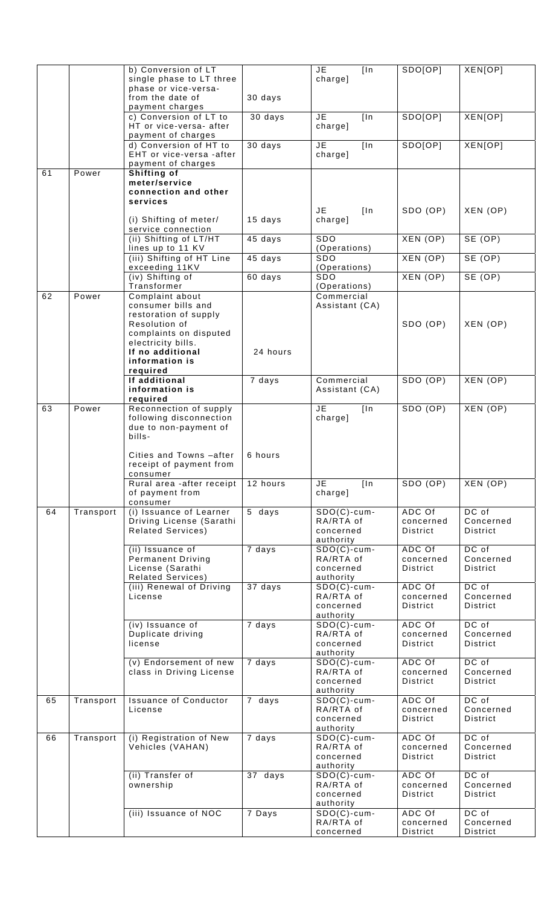| | | b) Conversion of LT single phase to LT three phase or vice-versa- from the date of payment charges | 30 days | JE [In charge] | SDO[OP] | XEN[OP] |
|---|---|---|---|---|---|---|
| | | c) Conversion of LT to HT or vice-versa- after payment of charges | 30 days | JE [In charge] | SDO[OP] | XEN[OP] |
| | | d) Conversion of HT to EHT or vice-versa -after payment of charges | 30 days | JE [In charge] | SDO[OP] | XEN[OP] |
| 61 | Power | **Shifting of meter/service connection and other services** (i) Shifting of meter/ service connection | 15 days | JE [In charge] | SDO (OP) | XEN (OP) |
| | | (ii) Shifting of LT/HT lines up to 11 KV | 45 days | SDO (Operations) | XEN (OP) | SE (OP) |
| | | (iii) Shifting of HT Line exceeding 11KV | 45 days | SDO (Operations) | XEN (OP) | SE (OP) |
| | | (iv) Shifting of Transformer | 60 days | SDO (Operations) | XEN (OP) | SE (OP) |
| 62 | Power | Complaint about consumer bills and restoration of supply Resolution of complaints on disputed electricity bills. **If no additional information is required** | 24 hours | Commercial Assistant (CA) | SDO (OP) | XEN (OP) |
| | | **If additional information is required** | 7 days | Commercial Assistant (CA) | SDO (OP) | XEN (OP) |
| 63 | Power | Reconnection of supply following disconnection due to non-payment of bills- Cities and Towns –after receipt of payment from consumer | 6 hours | JE [In charge] | SDO (OP) | XEN (OP) |
| | | Rural area -after receipt of payment from consumer | 12 hours | JE [In charge] | SDO (OP) | XEN (OP) |
| 64 | Transport | (i) Issuance of Learner Driving License (Sarathi Related Services) | 5 days | SDO(C)-cum-RA/RTA of concerned authority | ADC Of concerned District | DC of Concerned District |
| | | (ii) Issuance of Permanent Driving License (Sarathi Related Services) | 7 days | SDO(C)-cum-RA/RTA of concerned authority | ADC Of concerned District | DC of Concerned District |
| | | (iii) Renewal of Driving License | 37 days | SDO(C)-cum-RA/RTA of concerned authority | ADC Of concerned District | DC of Concerned District |
| | | (iv) Issuance of Duplicate driving license | 7 days | SDO(C)-cum-RA/RTA of concerned authority | ADC Of concerned District | DC of Concerned District |
| | | (v) Endorsement of new class in Driving License | 7 days | SDO(C)-cum-RA/RTA of concerned authority | ADC Of concerned District | DC of Concerned District |
| 65 | Transport | Issuance of Conductor License | 7 days | SDO(C)-cum-RA/RTA of concerned authority | ADC Of concerned District | DC of Concerned District |
| 66 | Transport | (i) Registration of New Vehicles (VAHAN) | 7 days | SDO(C)-cum-RA/RTA of concerned authority | ADC Of concerned District | DC of Concerned District |
| | | (ii) Transfer of ownership | 37 days | SDO(C)-cum-RA/RTA of concerned authority | ADC Of concerned District | DC of Concerned District |
| | | (iii) Issuance of NOC | 7 Days | SDO(C)-cum-RA/RTA of concerned | ADC Of concerned District | DC of Concerned District |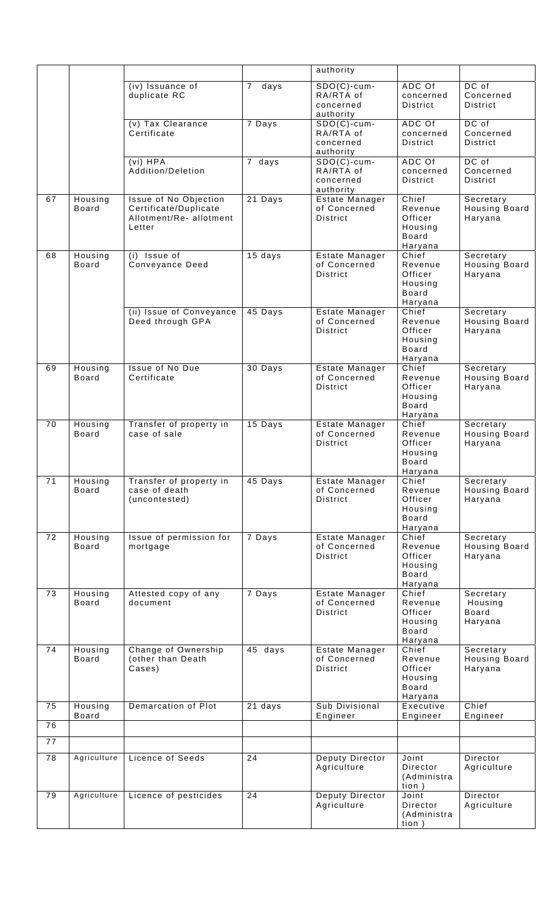| | | | | authority | | |
|---|---|---|---|---|---|---|
| | | (iv) Issuance of duplicate RC | 7 days | SDO(C)-cum-RA/RTA of concerned authority | ADC Of concerned District | DC of Concerned District |
| | | (v) Tax Clearance Certificate | 7 Days | SDO(C)-cum-RA/RTA of concerned authority | ADC Of concerned District | DC of Concerned District |
| | | (vi) HPA Addition/Deletion | 7 days | SDO(C)-cum-RA/RTA of concerned authority | ADC Of concerned District | DC of Concerned District |
| 67 | Housing Board | Issue of No Objection Certificate/Duplicate Allotment/Re- allotment Letter | 21 Days | Estate Manager of Concerned District | Chief Revenue Officer Housing Board Haryana | Secretary Housing Board Haryana |
| 68 | Housing Board | (i) Issue of Conveyance Deed | 15 days | Estate Manager of Concerned District | Chief Revenue Officer Housing Board Haryana | Secretary Housing Board Haryana |
| | | (ii) Issue of Conveyance Deed through GPA | 45 Days | Estate Manager of Concerned District | Chief Revenue Officer Housing Board Haryana | Secretary Housing Board Haryana |
| 69 | Housing Board | Issue of No Due Certificate | 30 Days | Estate Manager of Concerned District | Chief Revenue Officer Housing Board Haryana | Secretary Housing Board Haryana |
| 70 | Housing Board | Transfer of property in case of sale | 15 Days | Estate Manager of Concerned District | Chief Revenue Officer Housing Board Haryana | Secretary Housing Board Haryana |
| 71 | Housing Board | Transfer of property in case of death (uncontested) | 45 Days | Estate Manager of Concerned District | Chief Revenue Officer Housing Board Haryana | Secretary Housing Board Haryana |
| 72 | Housing Board | Issue of permission for mortgage | 7 Days | Estate Manager of Concerned District | Chief Revenue Officer Housing Board Haryana | Secretary Housing Board Haryana |
| 73 | Housing Board | Attested copy of any document | 7 Days | Estate Manager of Concerned District | Chief Revenue Officer Housing Board Haryana | Secretary Housing Board Haryana |
| 74 | Housing Board | Change of Ownership (other than Death Cases) | 45 days | Estate Manager of Concerned District | Chief Revenue Officer Housing Board Haryana | Secretary Housing Board Haryana |
| 75 | Housing Board | Demarcation of Plot | 21 days | Sub Divisional Engineer | Executive Engineer | Chief Engineer |
| 76 | | | | | | |
| 77 | | | | | | |
| 78 | Agriculture | Licence of Seeds | 24 | Deputy Director Agriculture | Joint Director (Administration) | Director Agriculture |
| 79 | Agriculture | Licence of pesticides | 24 | Deputy Director Agriculture | Joint Director (Administration) | Director Agriculture |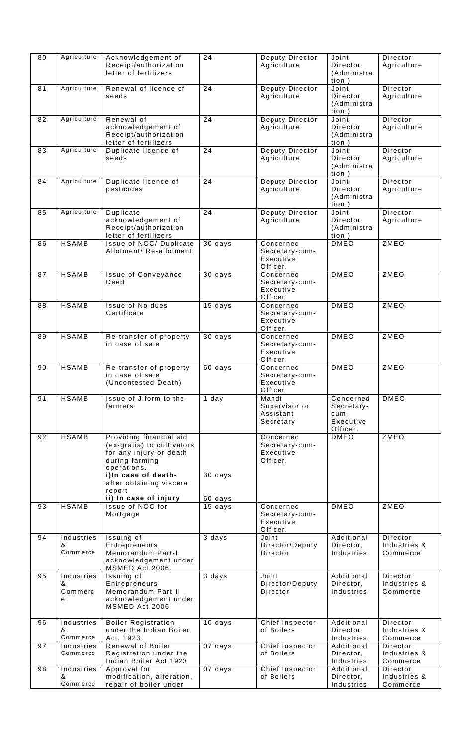| 80 | Agriculture | Acknowledgement of Receipt/authorization letter of fertilizers | 24 | Deputy Director Agriculture | Joint Director (Administration) | Director Agriculture |
|---|---|---|---|---|---|---|
| 81 | Agriculture | Renewal of licence of seeds | 24 | Deputy Director Agriculture | Joint Director (Administration) | Director Agriculture |
| 82 | Agriculture | Renewal of acknowledgement of Receipt/authorization letter of fertilizers | 24 | Deputy Director Agriculture | Joint Director (Administration) | Director Agriculture |
| 83 | Agriculture | Duplicate licence of seeds | 24 | Deputy Director Agriculture | Joint Director (Administration) | Director Agriculture |
| 84 | Agriculture | Duplicate licence of pesticides | 24 | Deputy Director Agriculture | Joint Director (Administration) | Director Agriculture |
| 85 | Agriculture | Duplicate acknowledgement of Receipt/authorization letter of fertilizers | 24 | Deputy Director Agriculture | Joint Director (Administration) | Director Agriculture |
| 86 | HSAMB | Issue of NOC/ Duplicate Allotment/ Re-allotment | 30 days | Concerned Secretary-cum-Executive Officer. | DMEO | ZMEO |
| 87 | HSAMB | Issue of Conveyance Deed | 30 days | Concerned Secretary-cum-Executive Officer. | DMEO | ZMEO |
| 88 | HSAMB | Issue of No dues Certificate | 15 days | Concerned Secretary-cum-Executive Officer. | DMEO | ZMEO |
| 89 | HSAMB | Re-transfer of property in case of sale | 30 days | Concerned Secretary-cum-Executive Officer. | DMEO | ZMEO |
| 90 | HSAMB | Re-transfer of property in case of sale (Uncontested Death) | 60 days | Concerned Secretary-cum-Executive Officer. | DMEO | ZMEO |
| 91 | HSAMB | Issue of J form to the farmers | 1 day | Mandi Supervisor or Assistant Secretary | Concerned Secretary-cum-Executive Officer. | DMEO |
| 92 | HSAMB | Providing financial aid (ex-gratia) to cultivators for any injury or death during farming operations.<br>**i)In case of death**- after obtaining viscera report<br>**ii) In case of injury** | <br><br><br>30 days<br><br>60 days | Concerned Secretary-cum-Executive Officer. | DMEO | ZMEO |
| 93 | HSAMB | Issue of NOC for Mortgage | 15 days | Concerned Secretary-cum-Executive Officer. | DMEO | ZMEO |
| 94 | Industries & Commerce | Issuing of Entrepreneurs Memorandum Part-I acknowledgement under MSMED Act 2006. | 3 days | Joint Director/Deputy Director | Additional Director, Industries | Director Industries & Commerce |
| 95 | Industries & Commerce | Issuing of Entrepreneurs Memorandum Part-II acknowledgement under MSMED Act,2006 | 3 days | Joint Director/Deputy Director | Additional Director, Industries | Director Industries & Commerce |
| 96 | Industries & Commerce | Boiler Registration under the Indian Boiler Act, 1923 | 10 days | Chief Inspector of Boilers | Additional Director Industries | Director Industries & Commerce |
| 97 | Industries Commerce | Renewal of Boiler Registration under the Indian Boiler Act 1923 | 07 days | Chief Inspector of Boilers | Additional Director, Industries | Director Industries & Commerce |
| 98 | Industries & Commerce | Approval for modification, alteration, repair of boiler under | 07 days | Chief Inspector of Boilers | Additional Director, Industries | Director Industries & Commerce |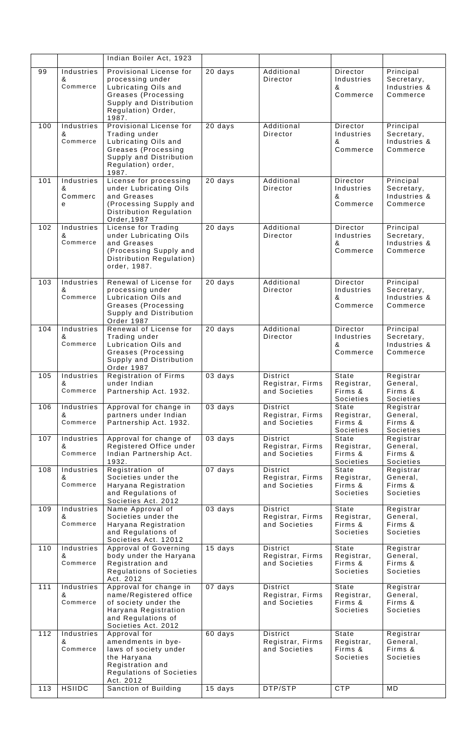| | | Indian Boiler Act, 1923 | | | | |
|---|---|---|---|---|---|---|
| 99 | Industries & Commerce | Provisional License for processing under Lubricating Oils and Greases (Processing Supply and Distribution Regulation) Order, 1987. | 20 days | Additional Director | Director Industries & Commerce | Principal Secretary, Industries & Commerce |
| 100 | Industries & Commerce | Provisional License for Trading under Lubricating Oils and Greases (Processing Supply and Distribution Regulation) order, 1987. | 20 days | Additional Director | Director Industries & Commerce | Principal Secretary, Industries & Commerce |
| 101 | Industries & Commerce | License for processing under Lubricating Oils and Greases (Processing Supply and Distribution Regulation Order,1987 | 20 days | Additional Director | Director Industries & Commerce | Principal Secretary, Industries & Commerce |
| 102 | Industries & Commerce | License for Trading under Lubricating Oils and Greases (Processing Supply and Distribution Regulation) order, 1987. | 20 days | Additional Director | Director Industries & Commerce | Principal Secretary, Industries & Commerce |
| 103 | Industries & Commerce | Renewal of License for processing under Lubrication Oils and Greases (Processing Supply and Distribution Order 1987 | 20 days | Additional Director | Director Industries & Commerce | Principal Secretary, Industries & Commerce |
| 104 | Industries & Commerce | Renewal of License for Trading under Lubrication Oils and Greases (Processing Supply and Distribution Order 1987 | 20 days | Additional Director | Director Industries & Commerce | Principal Secretary, Industries & Commerce |
| 105 | Industries & Commerce | Registration of Firms under Indian Partnership Act. 1932. | 03 days | District Registrar, Firms and Societies | State Registrar, Firms & Societies | Registrar General, Firms & Societies |
| 106 | Industries & Commerce | Approval for change in partners under Indian Partnership Act. 1932. | 03 days | District Registrar, Firms and Societies | State Registrar, Firms & Societies | Registrar General, Firms & Societies |
| 107 | Industries & Commerce | Approval for change of Registered Office under Indian Partnership Act. 1932. | 03 days | District Registrar, Firms and Societies | State Registrar, Firms & Societies | Registrar General, Firms & Societies |
| 108 | Industries & Commerce | Registration of Societies under the Haryana Registration and Regulations of Societies Act. 2012 | 07 days | District Registrar, Firms and Societies | State Registrar, Firms & Societies | Registrar General, Firms & Societies |
| 109 | Industries & Commerce | Name Approval of Societies under the Haryana Registration and Regulations of Societies Act. 12012 | 03 days | District Registrar, Firms and Societies | State Registrar, Firms & Societies | Registrar General, Firms & Societies |
| 110 | Industries & Commerce | Approval of Governing body under the Haryana Registration and Regulations of Societies Act. 2012 | 15 days | District Registrar, Firms and Societies | State Registrar, Firms & Societies | Registrar General, Firms & Societies |
| 111 | Industries & Commerce | Approval for change in name/Registered office of society under the Haryana Registration and Regulations of Societies Act. 2012 | 07 days | District Registrar, Firms and Societies | State Registrar, Firms & Societies | Registrar General, Firms & Societies |
| 112 | Industries & Commerce | Approval for amendments in bye-laws of society under the Haryana Registration and Regulations of Societies Act. 2012 | 60 days | District Registrar, Firms and Societies | State Registrar, Firms & Societies | Registrar General, Firms & Societies |
| 113 | HSIIDC | Sanction of Building | 15 days | DTP/STP | CTP | MD |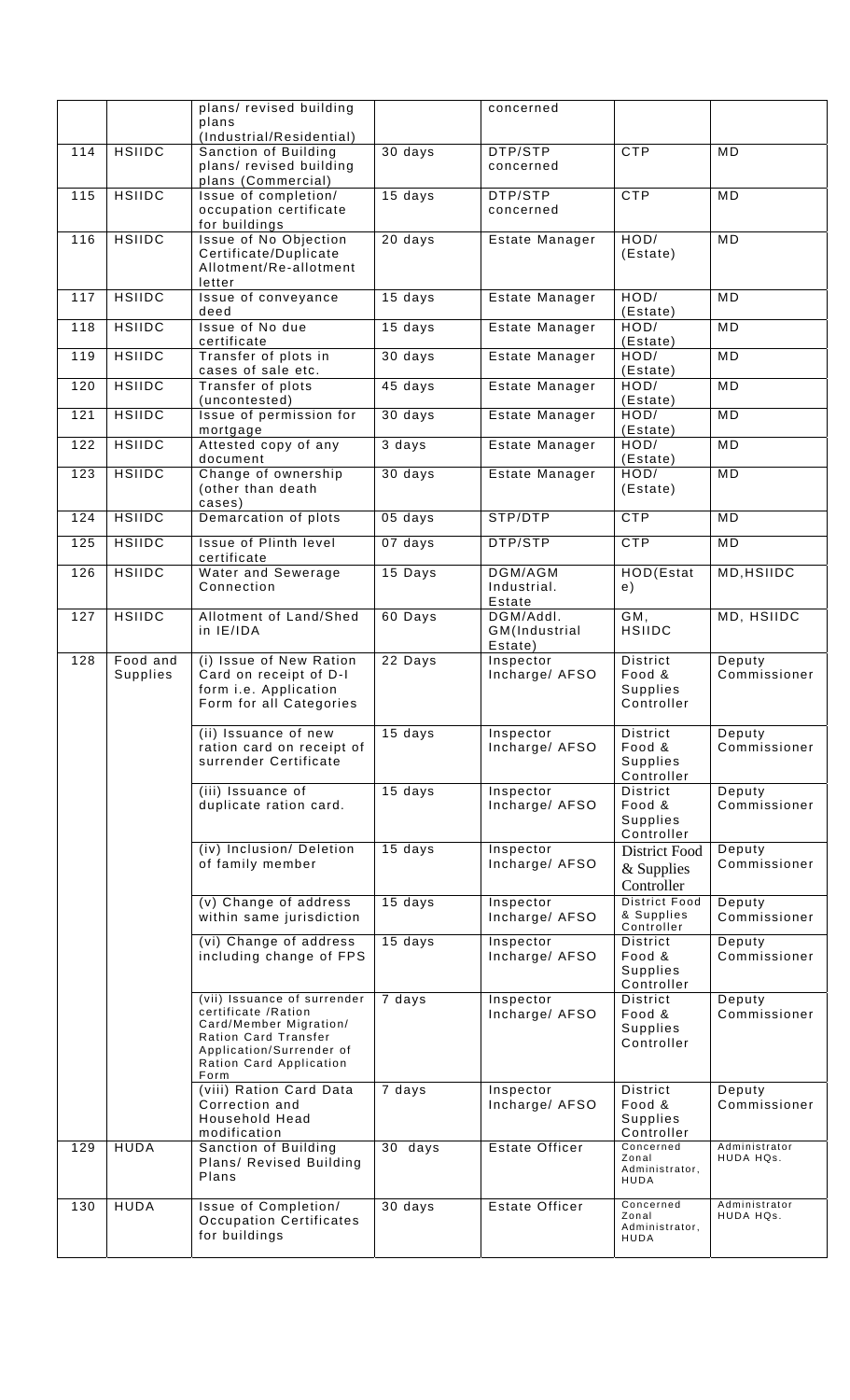|  |  | plans/ revised building plans (Industrial/Residential) |  | concerned |  |  |
|---|---|---|---|---|---|---|
| 114 | HSIIDC | Sanction of Building plans/ revised building plans (Commercial) | 30 days | DTP/STP concerned | CTP | MD |
| 115 | HSIIDC | Issue of completion/ occupation certificate for buildings | 15 days | DTP/STP concerned | CTP | MD |
| 116 | HSIIDC | Issue of No Objection Certificate/Duplicate Allotment/Re-allotment letter | 20 days | Estate Manager | HOD/ (Estate) | MD |
| 117 | HSIIDC | Issue of conveyance deed | 15 days | Estate Manager | HOD/ (Estate) | MD |
| 118 | HSIIDC | Issue of No due certificate | 15 days | Estate Manager | HOD/ (Estate) | MD |
| 119 | HSIIDC | Transfer of plots in cases of sale etc. | 30 days | Estate Manager | HOD/ (Estate) | MD |
| 120 | HSIIDC | Transfer of plots (uncontested) | 45 days | Estate Manager | HOD/ (Estate) | MD |
| 121 | HSIIDC | Issue of permission for mortgage | 30 days | Estate Manager | HOD/ (Estate) | MD |
| 122 | HSIIDC | Attested copy of any document | 3 days | Estate Manager | HOD/ (Estate) | MD |
| 123 | HSIIDC | Change of ownership (other than death cases) | 30 days | Estate Manager | HOD/ (Estate) | MD |
| 124 | HSIIDC | Demarcation of plots | 05 days | STP/DTP | CTP | MD |
| 125 | HSIIDC | Issue of Plinth level certificate | 07 days | DTP/STP | CTP | MD |
| 126 | HSIIDC | Water and Sewerage Connection | 15 Days | DGM/AGM Industrial. Estate | HOD(Estate) | MD,HSIIDC |
| 127 | HSIIDC | Allotment of Land/Shed in IE/IDA | 60 Days | DGM/Addl. GM(Industrial Estate) | GM, HSIIDC | MD, HSIIDC |
| 128 | Food and Supplies | (i) Issue of New Ration Card on receipt of D-I form i.e. Application Form for all Categories | 22 Days | Inspector Incharge/ AFSO | District Food & Supplies Controller | Deputy Commissioner |
|  |  | (ii) Issuance of new ration card on receipt of surrender Certificate | 15 days | Inspector Incharge/ AFSO | District Food & Supplies Controller | Deputy Commissioner |
|  |  | (iii) Issuance of duplicate ration card. | 15 days | Inspector Incharge/ AFSO | District Food & Supplies Controller | Deputy Commissioner |
|  |  | (iv) Inclusion/ Deletion of family member | 15 days | Inspector Incharge/ AFSO | District Food & Supplies Controller | Deputy Commissioner |
|  |  | (v) Change of address within same jurisdiction | 15 days | Inspector Incharge/ AFSO | District Food & Supplies Controller | Deputy Commissioner |
|  |  | (vi) Change of address including change of FPS | 15 days | Inspector Incharge/ AFSO | District Food & Supplies Controller | Deputy Commissioner |
|  |  | (vii) Issuance of surrender certificate /Ration Card/Member Migration/ Ration Card Transfer Application/Surrender of Ration Card Application Form | 7 days | Inspector Incharge/ AFSO | District Food & Supplies Controller | Deputy Commissioner |
|  |  | (viii) Ration Card Data Correction and Household Head modification | 7 days | Inspector Incharge/ AFSO | District Food & Supplies Controller | Deputy Commissioner |
| 129 | HUDA | Sanction of Building Plans/ Revised Building Plans | 30 days | Estate Officer | Concerned Zonal Administrator, HUDA | Administrator HUDA HQs. |
| 130 | HUDA | Issue of Completion/ Occupation Certificates for buildings | 30 days | Estate Officer | Concerned Zonal Administrator, HUDA | Administrator HUDA HQs. |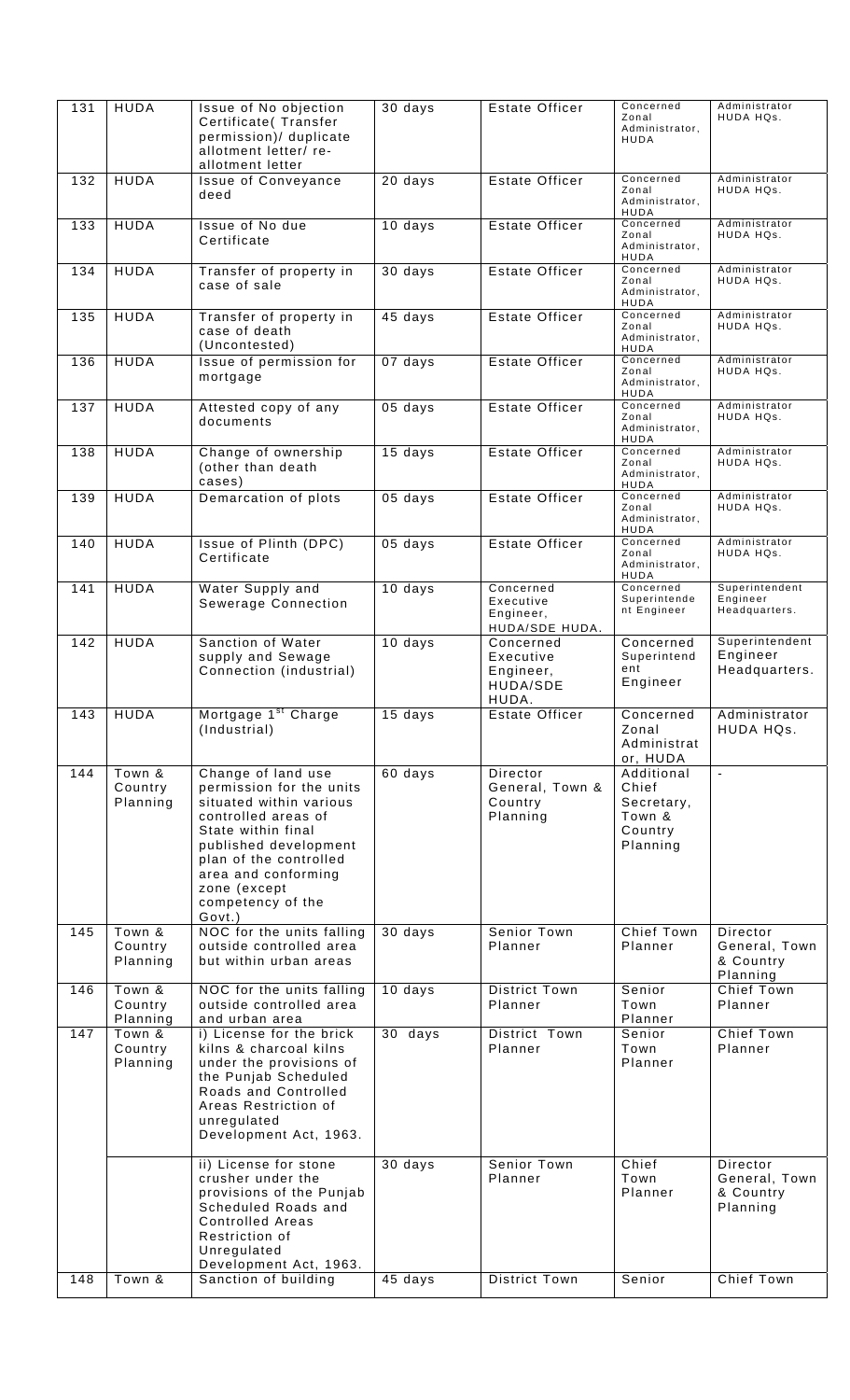| 131 | HUDA | Issue of No objection Certificate( Transfer permission)/ duplicate allotment letter/ re-allotment letter | 30 days | Estate Officer | Concerned Zonal Administrator, HUDA | Administrator HUDA HQs. |
|---|---|---|---|---|---|---|
| 132 | HUDA | Issue of Conveyance deed | 20 days | Estate Officer | Concerned Zonal Administrator, HUDA | Administrator HUDA HQs. |
| 133 | HUDA | Issue of No due Certificate | 10 days | Estate Officer | Concerned Zonal Administrator, HUDA | Administrator HUDA HQs. |
| 134 | HUDA | Transfer of property in case of sale | 30 days | Estate Officer | Concerned Zonal Administrator, HUDA | Administrator HUDA HQs. |
| 135 | HUDA | Transfer of property in case of death (Uncontested) | 45 days | Estate Officer | Concerned Zonal Administrator, HUDA | Administrator HUDA HQs. |
| 136 | HUDA | Issue of permission for mortgage | 07 days | Estate Officer | Concerned Zonal Administrator, HUDA | Administrator HUDA HQs. |
| 137 | HUDA | Attested copy of any documents | 05 days | Estate Officer | Concerned Zonal Administrator, HUDA | Administrator HUDA HQs. |
| 138 | HUDA | Change of ownership (other than death cases) | 15 days | Estate Officer | Concerned Zonal Administrator, HUDA | Administrator HUDA HQs. |
| 139 | HUDA | Demarcation of plots | 05 days | Estate Officer | Concerned Zonal Administrator, HUDA | Administrator HUDA HQs. |
| 140 | HUDA | Issue of Plinth (DPC) Certificate | 05 days | Estate Officer | Concerned Zonal Administrator, HUDA | Administrator HUDA HQs. |
| 141 | HUDA | Water Supply and Sewerage Connection | 10 days | Concerned Executive Engineer, HUDA/SDE HUDA. | Concerned Superintendent Engineer | Superintendent Engineer Headquarters. |
| 142 | HUDA | Sanction of Water supply and Sewage Connection (industrial) | 10 days | Concerned Executive Engineer, HUDA/SDE HUDA. | Concerned Superintendent Engineer | Superintendent Engineer Headquarters. |
| 143 | HUDA | Mortgage 1st Charge (Industrial) | 15 days | Estate Officer | Concerned Zonal Administrator, HUDA | Administrator HUDA HQs. |
| 144 | Town & Country Planning | Change of land use permission for the units situated within various controlled areas of State within final published development plan of the controlled area and conforming zone (except competency of the Govt.) | 60 days | Director General, Town & Country Planning | Additional Chief Secretary, Town & Country Planning | - |
| 145 | Town & Country Planning | NOC for the units falling outside controlled area but within urban areas | 30 days | Senior Town Planner | Chief Town Planner | Director General, Town & Country Planning |
| 146 | Town & Country Planning | NOC for the units falling outside controlled area and urban area | 10 days | District Town Planner | Senior Town Planner | Chief Town Planner |
| 147 | Town & Country Planning | i) License for the brick kilns & charcoal kilns under the provisions of the Punjab Scheduled Roads and Controlled Areas Restriction of unregulated Development Act, 1963. | 30 days | District Town Planner | Senior Town Planner | Chief Town Planner |
| | | ii) License for stone crusher under the provisions of the Punjab Scheduled Roads and Controlled Areas Restriction of Unregulated Development Act, 1963. | 30 days | Senior Town Planner | Chief Town Planner | Director General, Town & Country Planning |
| 148 | Town & | Sanction of building | 45 days | District Town | Senior | Chief Town |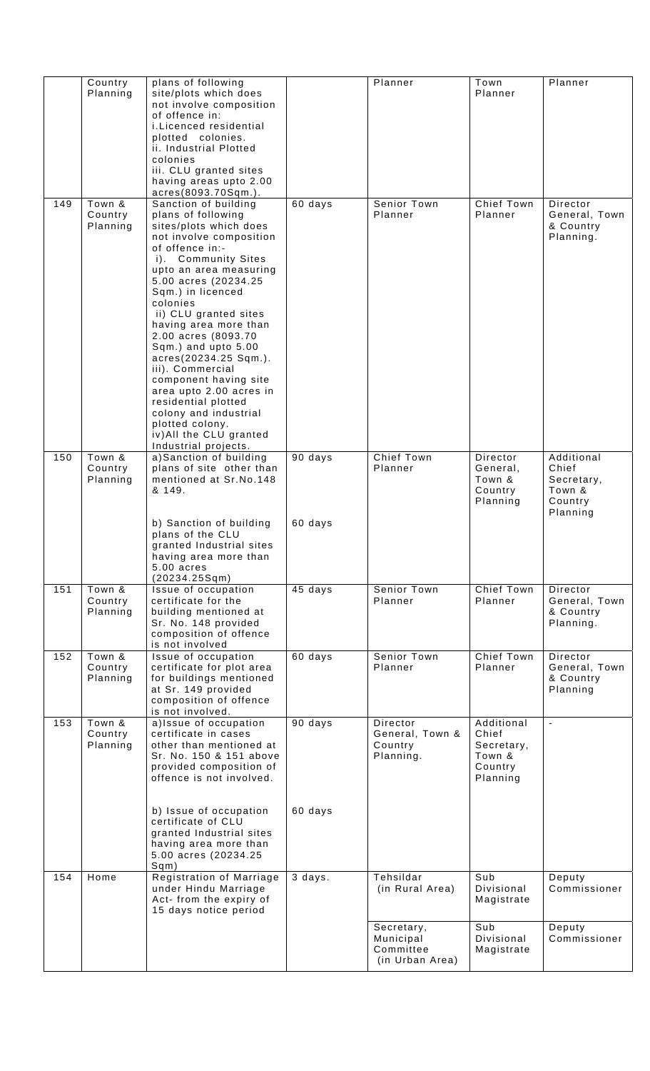| | Country Planning | plans of following site/plots which does not involve composition of offence in: i.Licenced residential plotted colonies. ii. Industrial Plotted colonies iii. CLU granted sites having areas upto 2.00 acres(8093.70Sqm.). | | Planner | Town Planner | Planner |
|---|---|---|---|---|---|---|
| 149 | Town & Country Planning | Sanction of building plans of following sites/plots which does not involve composition of offence in:- i). Community Sites upto an area measuring 5.00 acres (20234.25 Sqm.) in licenced colonies ii) CLU granted sites having area more than 2.00 acres (8093.70 Sqm.) and upto 5.00 acres(20234.25 Sqm.). iii). Commercial component having site area upto 2.00 acres in residential plotted colony and industrial plotted colony. iv)All the CLU granted Industrial projects. | 60 days | Senior Town Planner | Chief Town Planner | Director General, Town & Country Planning. |
| 150 | Town & Country Planning | a)Sanction of building plans of site other than mentioned at Sr.No.148 & 149. | 90 days | Chief Town Planner | Director General, Town & Country Planning | Additional Chief Secretary, Town & Country Planning |
| | | b) Sanction of building plans of the CLU granted Industrial sites having area more than 5.00 acres (20234.25Sqm) | 60 days | | | |
| 151 | Town & Country Planning | Issue of occupation certificate for the building mentioned at Sr. No. 148 provided composition of offence is not involved | 45 days | Senior Town Planner | Chief Town Planner | Director General, Town & Country Planning. |
| 152 | Town & Country Planning | Issue of occupation certificate for plot area for buildings mentioned at Sr. 149 provided composition of offence is not involved. | 60 days | Senior Town Planner | Chief Town Planner | Director General, Town & Country Planning |
| 153 | Town & Country Planning | a)Issue of occupation certificate in cases other than mentioned at Sr. No. 150 & 151 above provided composition of offence is not involved. | 90 days | Director General, Town & Country Planning. | Additional Chief Secretary, Town & Country Planning | - |
| | | b) Issue of occupation certificate of CLU granted Industrial sites having area more than 5.00 acres (20234.25 Sqm) | 60 days | | | |
| 154 | Home | Registration of Marriage under Hindu Marriage Act- from the expiry of 15 days notice period | 3 days. | Tehsildar (in Rural Area) | Sub Divisional Magistrate | Deputy Commissioner |
| | | | | Secretary, Municipal Committee (in Urban Area) | Sub Divisional Magistrate | Deputy Commissioner |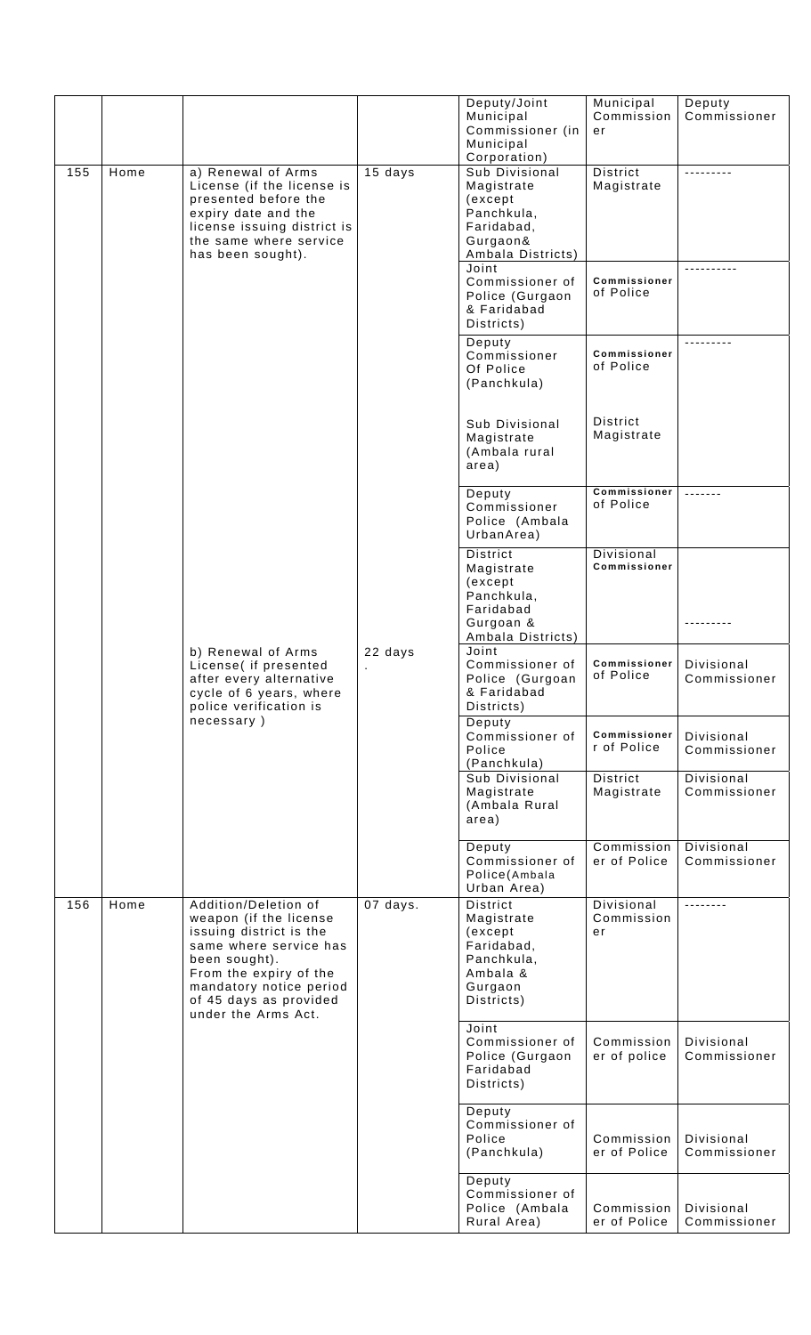| | | | | Deputy/Joint Municipal Commissioner (in Municipal Corporation) | Municipal Commissioner | Deputy Commissioner |
|---|---|---|---|---|---|---|
| 155 | Home | a) Renewal of Arms License (if the license is presented before the expiry date and the license issuing district is the same where service has been sought). | 15 days | Sub Divisional Magistrate (except Panchkula, Faridabad, Gurgaon& Ambala Districts) | District Magistrate | --------- |
| | | | | Joint Commissioner of Police (Gurgaon & Faridabad Districts) | Commissioner of Police | ---------- |
| | | | | Deputy Commissioner Of Police (Panchkula) | Commissioner of Police | --------- |
| | | | | Sub Divisional Magistrate (Ambala rural area) | District Magistrate | |
| | | | | Deputy Commissioner Police (Ambala UrbanArea) | Commissioner of Police | ------- |
| | | b) Renewal of Arms License( if presented after every alternative cycle of 6 years, where police verification is necessary ) | 22 days . | District Magistrate (except Panchkula, Faridabad Gurgoan & Ambala Districts) | Divisional Commissioner | --------- |
| | | | | Joint Commissioner of Police (Gurgoan & Faridabad Districts) | Commissioner of Police | Divisional Commissioner |
| | | | | Deputy Commissioner of Police (Panchkula) | Commissioner r of Police | Divisional Commissioner |
| | | | | Sub Divisional Magistrate (Ambala Rural area) | District Magistrate | Divisional Commissioner |
| | | | | Deputy Commissioner of Police(Ambala Urban Area) | Commissioner of Police | Divisional Commissioner |
| 156 | Home | Addition/Deletion of weapon (if the license issuing district is the same where service has been sought). From the expiry of the mandatory notice period of 45 days as provided under the Arms Act. | 07 days. | District Magistrate (except Faridabad, Panchkula, Ambala & Gurgaon Districts) | Divisional Commissioner | -------- |
| | | | | Joint Commissioner of Police (Gurgaon Faridabad Districts) | Commissioner of police | Divisional Commissioner |
| | | | | Deputy Commissioner of Police (Panchkula) | Commissioner of Police | Divisional Commissioner |
| | | | | Deputy Commissioner of Police (Ambala Rural Area) | Commissioner of Police | Divisional Commissioner |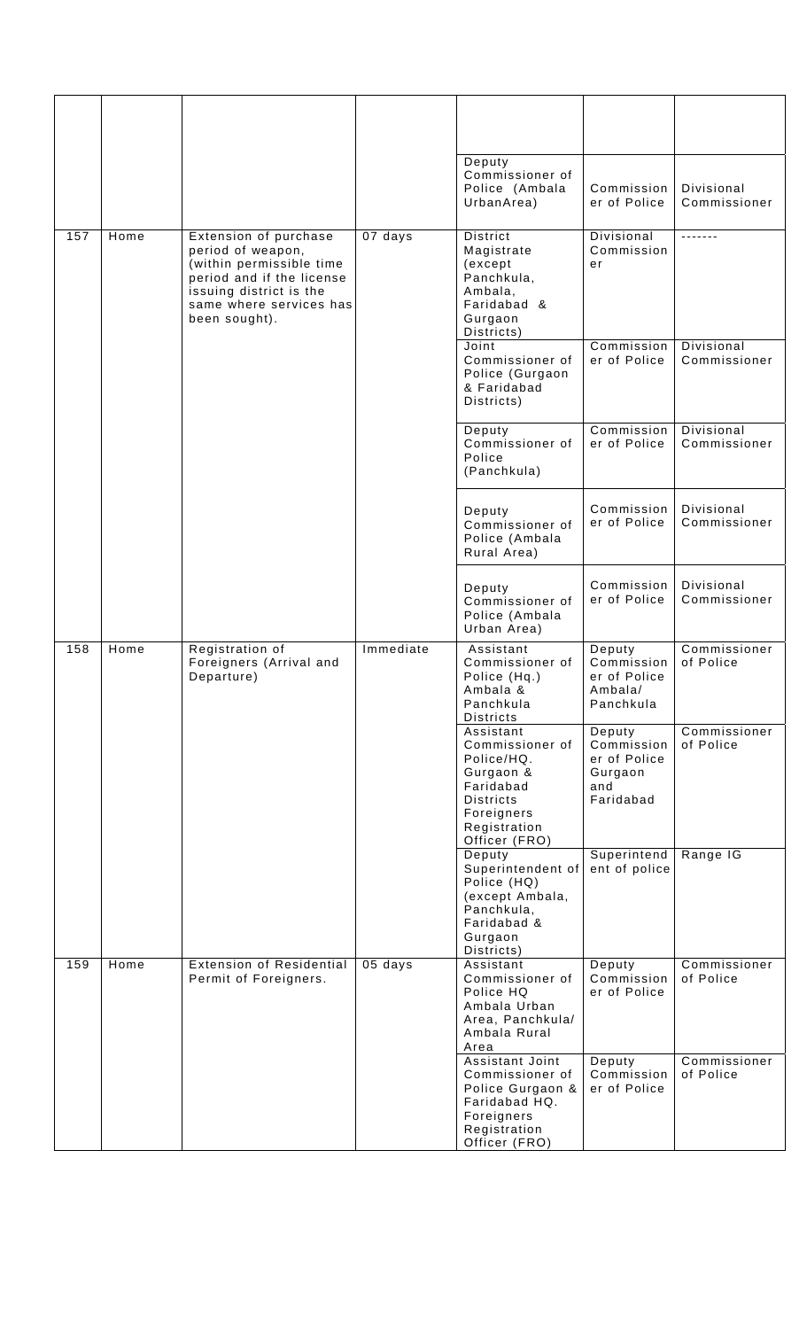|  |  |  |  |  |  |  |
|---|---|---|---|---|---|---|
|  |  |  |  | Deputy Commissioner of Police (Ambala UrbanArea) | Commissioner of Police | Divisional Commissioner |
| 157 | Home | Extension of purchase period of weapon, (within permissible time period and if the license issuing district is the same where services has been sought). | 07 days | District Magistrate (except Panchkula, Ambala, Faridabad & Gurgaon Districts) | Divisional Commissioner | ------- |
|  |  |  |  | Joint Commissioner of Police (Gurgaon & Faridabad Districts) | Commissioner of Police | Divisional Commissioner |
|  |  |  |  | Deputy Commissioner of Police (Panchkula) | Commissioner of Police | Divisional Commissioner |
|  |  |  |  | Deputy Commissioner of Police (Ambala Rural Area) | Commissioner of Police | Divisional Commissioner |
|  |  |  |  | Deputy Commissioner of Police (Ambala Urban Area) | Commissioner of Police | Divisional Commissioner |
| 158 | Home | Registration of Foreigners (Arrival and Departure) | Immediate | Assistant Commissioner of Police (Hq.) Ambala & Panchkula Districts | Deputy Commissioner of Police Ambala/ Panchkula | Commissioner of Police |
|  |  |  |  | Assistant Commissioner of Police/HQ. Gurgaon & Faridabad Districts Foreigners Registration Officer (FRO) | Deputy Commissioner of Police Gurgaon and Faridabad | Commissioner of Police |
|  |  |  |  | Deputy Superintendent of Police (HQ) (except Ambala, Panchkula, Faridabad & Gurgaon Districts) | Superintendent of police | Range IG |
| 159 | Home | Extension of Residential Permit of Foreigners. | 05 days | Assistant Commissioner of Police HQ Ambala Urban Area, Panchkula/ Ambala Rural Area | Deputy Commissioner of Police | Commissioner of Police |
|  |  |  |  | Assistant Joint Commissioner of Police Gurgaon & Faridabad HQ. Foreigners Registration Officer (FRO) | Deputy Commissioner of Police | Commissioner of Police |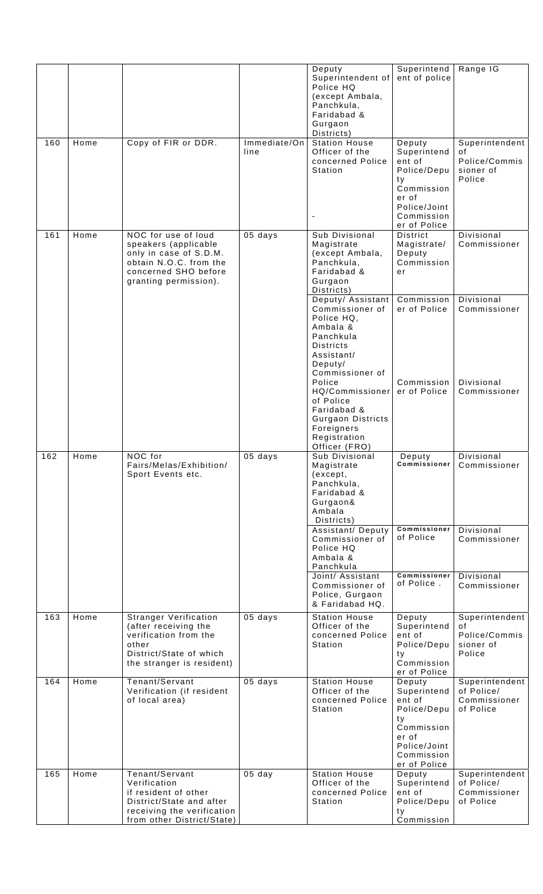| | | | | Deputy Superintendent of Police HQ (except Ambala, Panchkula, Faridabad & Gurgaon Districts) | Superintendent of police | Range IG |
|---|---|---|---|---|---|---|
| 160 | Home | Copy of FIR or DDR. | Immediate/Online | Station House Officer of the concerned Police Station - | Deputy Superintendent of Police/Deputy Commissioner of Police/Joint Commissioner of Police | Superintendent of Police/Commissioner of Police |
| 161 | Home | NOC for use of loud speakers (applicable only in case of S.D.M. obtain N.O.C. from the concerned SHO before granting permission). | 05 days | Sub Divisional Magistrate (except Ambala, Panchkula, Faridabad & Gurgaon Districts) | District Magistrate/ Deputy Commissioner | Divisional Commissioner |
| | | | | Deputy/ Assistant Commissioner of Police HQ, Ambala & Panchkula Districts | Commissioner of Police | Divisional Commissioner |
| | | | | Assistant/ Deputy/ Commissioner of Police HQ/Commissioner of Police Faridabad & Gurgaon Districts Foreigners Registration Officer (FRO) | Commissioner of Police | Divisional Commissioner |
| 162 | Home | NOC for Fairs/Melas/Exhibition/ Sport Events etc. | 05 days | Sub Divisional Magistrate (except, Panchkula, Faridabad & Gurgaon& Ambala Districts) | Deputy **Commissioner** | Divisional Commissioner |
| | | | | Assistant/ Deputy Commissioner of Police HQ Ambala & Panchkula | **Commissioner** of Police | Divisional Commissioner |
| | | | | Joint/ Assistant Commissioner of Police, Gurgaon & Faridabad HQ. | **Commissioner** of Police . | Divisional Commissioner |
| 163 | Home | Stranger Verification (after receiving the verification from the other District/State of which the stranger is resident) | 05 days | Station House Officer of the concerned Police Station | Deputy Superintendent of Police/Deputy Commissioner of Police | Superintendent of Police/Commissioner of Police |
| 164 | Home | Tenant/Servant Verification (if resident of local area) | 05 days | Station House Officer of the concerned Police Station | Deputy Superintendent of Police/Deputy Commissioner of Police/Joint Commissioner of Police | Superintendent of Police/ Commissioner of Police |
| 165 | Home | Tenant/Servant Verification if resident of other District/State and after receiving the verification from other District/State) | 05 day | Station House Officer of the concerned Police Station | Deputy Superintendent of Police/Deputy Commission | Superintendent of Police/ Commissioner of Police |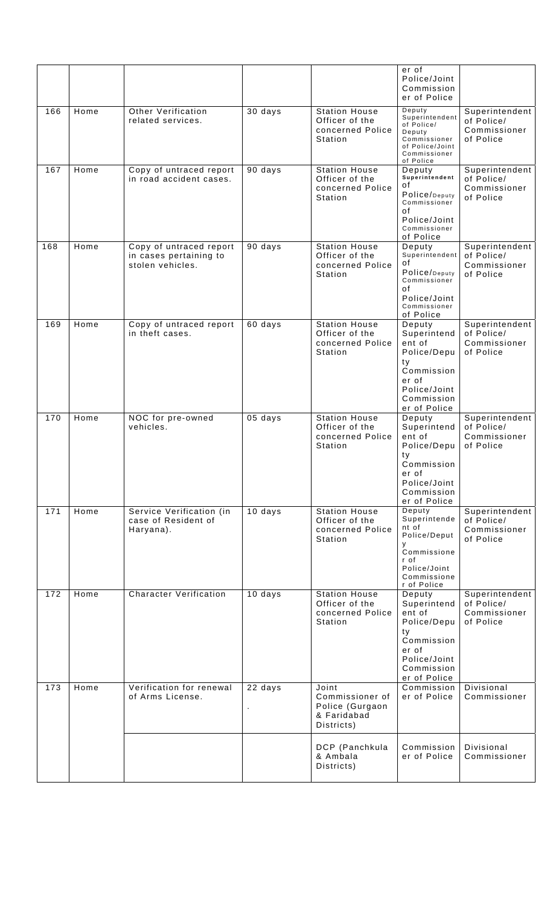| | | | | | er of Police/Joint Commissioner of Police | |
|---|---|---|---|---|---|---|
| 166 | Home | Other Verification related services. | 30 days | Station House Officer of the concerned Police Station | Deputy Superintendent of Police/ Deputy Commissioner of Police/Joint Commissioner of Police | Superintendent of Police/ Commissioner of Police |
| 167 | Home | Copy of untraced report in road accident cases. | 90 days | Station House Officer of the concerned Police Station | Deputy Superintendent of Police/Deputy Commissioner of Police/Joint Commissioner of Police | Superintendent of Police/ Commissioner of Police |
| 168 | Home | Copy of untraced report in cases pertaining to stolen vehicles. | 90 days | Station House Officer of the concerned Police Station | Deputy Superintendent of Police/Deputy Commissioner of Police/Joint Commissioner of Police | Superintendent of Police/ Commissioner of Police |
| 169 | Home | Copy of untraced report in theft cases. | 60 days | Station House Officer of the concerned Police Station | Deputy Superintendent of Police/Deputy Commissioner of Police/Joint Commissioner of Police | Superintendent of Police/ Commissioner of Police |
| 170 | Home | NOC for pre-owned vehicles. | 05 days | Station House Officer of the concerned Police Station | Deputy Superintendent of Police/Deputy Commissioner of Police/Joint Commissioner of Police | Superintendent of Police/ Commissioner of Police |
| 171 | Home | Service Verification (in case of Resident of Haryana). | 10 days | Station House Officer of the concerned Police Station | Deputy Superintendent of Police/Deputy Commissioner of Police/Joint Commissioner of Police | Superintendent of Police/ Commissioner of Police |
| 172 | Home | Character Verification | 10 days | Station House Officer of the concerned Police Station | Deputy Superintendent of Police/Deputy Commissioner of Police/Joint Commissioner of Police | Superintendent of Police/ Commissioner of Police |
| 173 | Home | Verification for renewal of Arms License. | 22 days . | Joint Commissioner of Police (Gurgaon & Faridabad Districts) | Commissioner of Police | Divisional Commissioner |
| | | | | DCP (Panchkula & Ambala Districts) | Commissioner of Police | Divisional Commissioner |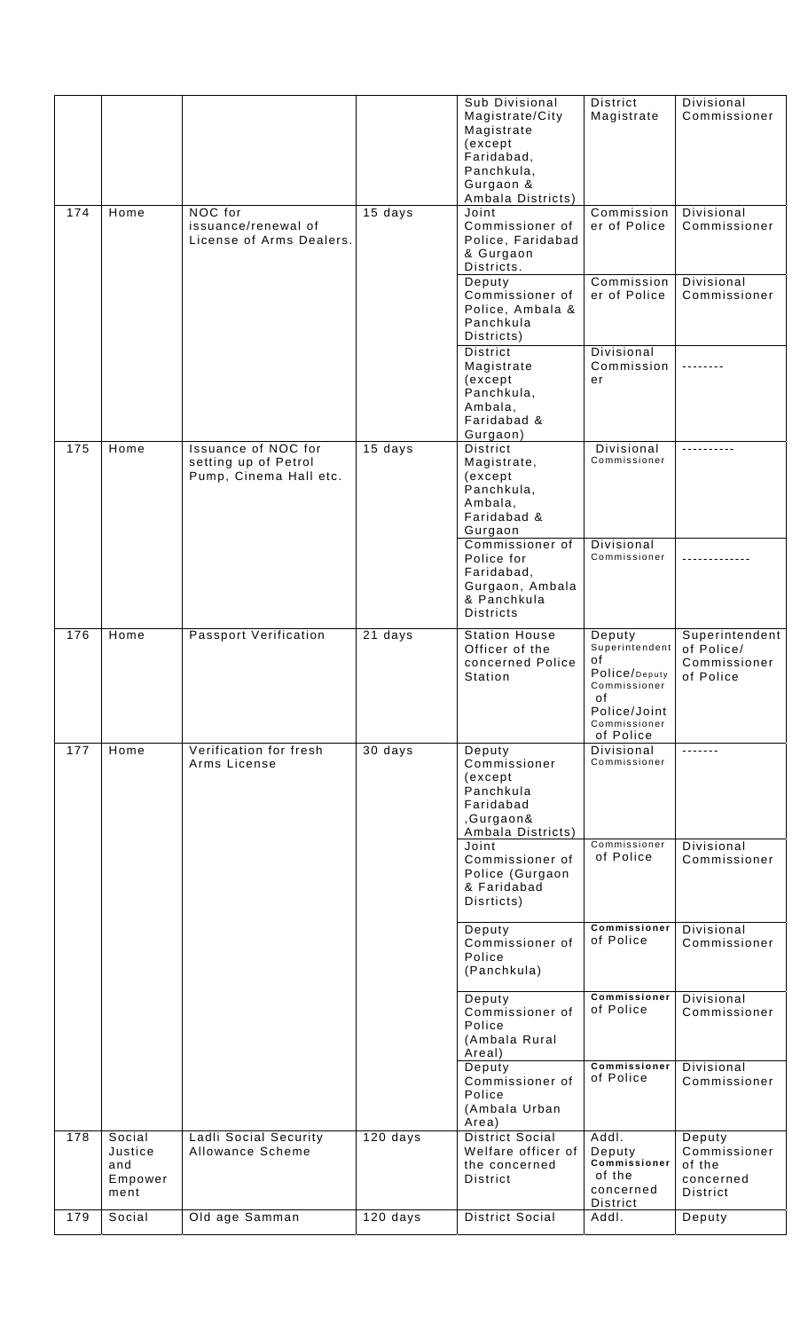| | | | | Sub Divisional Magistrate/City Magistrate (except Faridabad, Panchkula, Gurgaon & Ambala Districts) | District Magistrate | Divisional Commissioner |
|---|---|---|---|---|---|---|
| 174 | Home | NOC for issuance/renewal of License of Arms Dealers. | 15 days | Joint Commissioner of Police, Faridabad & Gurgaon Districts. | Commissioner of Police | Divisional Commissioner |
| | | | | Deputy Commissioner of Police, Ambala & Panchkula Districts) | Commissioner of Police | Divisional Commissioner |
| | | | | District Magistrate (except Panchkula, Ambala, Faridabad & Gurgaon) | Divisional Commissioner | -------- |
| 175 | Home | Issuance of NOC for setting up of Petrol Pump, Cinema Hall etc. | 15 days | District Magistrate, (except Panchkula, Ambala, Faridabad & Gurgaon | Divisional Commissioner | ---------- |
| | | | | Commissioner of Police for Faridabad, Gurgaon, Ambala & Panchkula Districts | Divisional Commissioner | ------------- |
| 176 | Home | Passport Verification | 21 days | Station House Officer of the concerned Police Station | Deputy Superintendent of Police/Deputy Commissioner of Police/Joint Commissioner of Police | Superintendent of Police/ Commissioner of Police |
| 177 | Home | Verification for fresh Arms License | 30 days | Deputy Commissioner (except Panchkula Faridabad ,Gurgaon& Ambala Districts) | Divisional Commissioner | ------- |
| | | | | Joint Commissioner of Police (Gurgaon & Faridabad Disrticts) | Commissioner of Police | Divisional Commissioner |
| | | | | Deputy Commissioner of Police (Panchkula) | Commissioner of Police | Divisional Commissioner |
| | | | | Deputy Commissioner of Police (Ambala Rural Areal) | Commissioner of Police | Divisional Commissioner |
| | | | | Deputy Commissioner of Police (Ambala Urban Area) | Commissioner of Police | Divisional Commissioner |
| 178 | Social Justice and Empowerment | Ladli Social Security Allowance Scheme | 120 days | District Social Welfare officer of the concerned District | Addl. Deputy Commissioner of the concerned District | Deputy Commissioner of the concerned District |
| 179 | Social | Old age Samman | 120 days | District Social | Addl. | Deputy |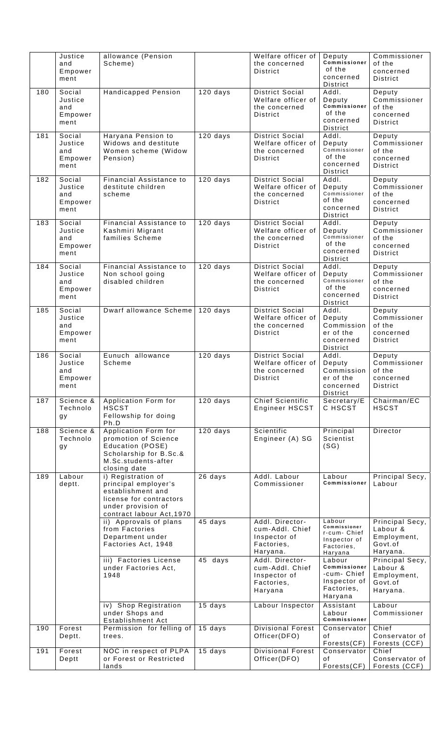| | Social Justice and Empowerment | allowance (Pension Scheme) | | Welfare officer of the concerned District | Deputy Commissioner of the concerned District | Commissioner of the concerned District |
|---|---|---|---|---|---|---|
| 180 | Social Justice and Empowerment | Handicapped Pension | 120 days | District Social Welfare officer of the concerned District | Addl. Deputy Commissioner of the concerned District | Deputy Commissioner of the concerned District |
| 181 | Social Justice and Empowerment | Haryana Pension to Widows and destitute Women scheme (Widow Pension) | 120 days | District Social Welfare officer of the concerned District | Addl. Deputy Commissioner of the concerned District | Deputy Commissioner of the concerned District |
| 182 | Social Justice and Empowerment | Financial Assistance to destitute children scheme | 120 days | District Social Welfare officer of the concerned District | Addl. Deputy Commissioner of the concerned District | Deputy Commissioner of the concerned District |
| 183 | Social Justice and Empowerment | Financial Assistance to Kashmiri Migrant families Scheme | 120 days | District Social Welfare officer of the concerned District | Addl. Deputy Commissioner of the concerned District | Deputy Commissioner of the concerned District |
| 184 | Social Justice and Empowerment | Financial Assistance to Non school going disabled children | 120 days | District Social Welfare officer of the concerned District | Addl. Deputy Commissioner of the concerned District | Deputy Commissioner of the concerned District |
| 185 | Social Justice and Empowerment | Dwarf allowance Scheme | 120 days | District Social Welfare officer of the concerned District | Addl. Deputy Commissioner of the concerned District | Deputy Commissioner of the concerned District |
| 186 | Social Justice and Empowerment | Eunuch allowance Scheme | 120 days | District Social Welfare officer of the concerned District | Addl. Deputy Commissioner of the concerned District | Deputy Commissioner of the concerned District |
| 187 | Science & Technology | Application Form for HSCST Fellowship for doing Ph.D | 120 days | Chief Scientific Engineer HSCST | Secretary/EC HSCST | Chairman/EC HSCST |
| 188 | Science & Technology | Application Form for promotion of Science Education (POSE) Scholarship for B.Sc.& M.Sc.students-after closing date | 120 days | Scientific Engineer (A) SG | Principal Scientist (SG) | Director |
| 189 | Labour deptt. | i) Registration of principal employer's establishment and license for contractors under provision of contract labour Act,1970 | 26 days | Addl. Labour Commissioner | Labour Commissioner | Principal Secy, Labour |
| | | ii) Approvals of plans from Factories Department under Factories Act, 1948 | 45 days | Addl. Director-cum-Addl. Chief Inspector of Factories, Haryana. | Labour Commissioner-cum- Chief Inspector of Factories, Haryana | Principal Secy, Labour & Employment, Govt.of Haryana. |
| | | iii) Factories License under Factories Act, 1948 | 45 days | Addl. Director-cum-Addl. Chief Inspector of Factories, Haryana | Labour Commissioner-cum- Chief Inspector of Factories, Haryana | Principal Secy, Labour & Employment, Govt.of Haryana. |
| | | iv) Shop Registration under Shops and Establishment Act | 15 days | Labour Inspector | Assistant Labour Commissioner | Labour Commissioner |
| 190 | Forest Deptt. | Permission for felling of trees. | 15 days | Divisional Forest Officer(DFO) | Conservator of Forests(CF) | Chief Conservator of Forests (CCF) |
| 191 | Forest Deptt | NOC in respect of PLPA or Forest or Restricted lands | 15 days | Divisional Forest Officer(DFO) | Conservator of Forests(CF) | Chief Conservator of Forests (CCF) |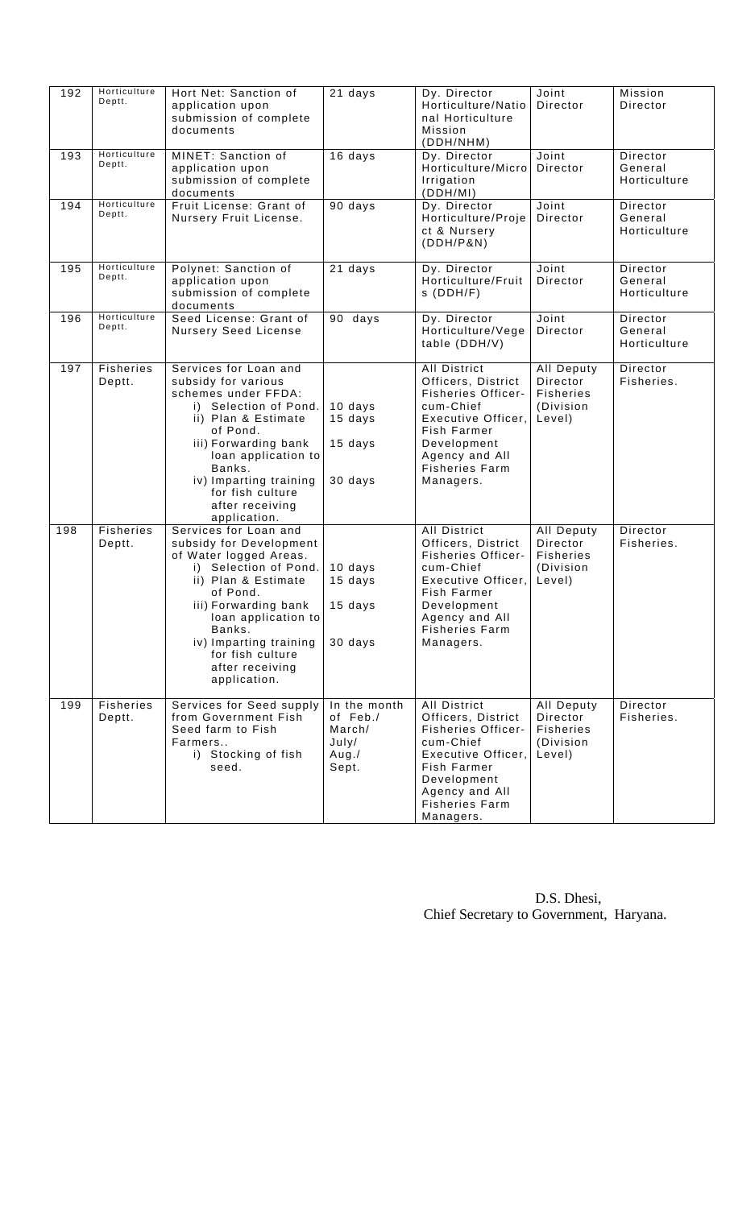| 192 | Horticulture Deptt. | Hort Net: Sanction of application upon submission of complete documents | 21 days | Dy. Director Horticulture/National Horticulture Mission (DDH/NHM) | Joint Director | Mission Director |
|---|---|---|---|---|---|---|
| 193 | Horticulture Deptt. | MINET: Sanction of application upon submission of complete documents | 16 days | Dy. Director Horticulture/Micro Irrigation (DDH/MI) | Joint Director | Director General Horticulture |
| 194 | Horticulture Deptt. | Fruit License: Grant of Nursery Fruit License. | 90 days | Dy. Director Horticulture/Project & Nursery (DDH/P&N) | Joint Director | Director General Horticulture |
| 195 | Horticulture Deptt. | Polynet: Sanction of application upon submission of complete documents | 21 days | Dy. Director Horticulture/Fruits (DDH/F) | Joint Director | Director General Horticulture |
| 196 | Horticulture Deptt. | Seed License: Grant of Nursery Seed License | 90 days | Dy. Director Horticulture/Vegetable (DDH/V) | Joint Director | Director General Horticulture |
| 197 | Fisheries Deptt. | Services for Loan and subsidy for various schemes under FFDA:<br>i) Selection of Pond.<br>ii) Plan & Estimate of Pond.<br>iii) Forwarding bank loan application to Banks.<br>iv) Imparting training for fish culture after receiving application. | <br><br>10 days<br>15 days<br>15 days<br>30 days | All District Officers, District Fisheries Officer-cum-Chief Executive Officer, Fish Farmer Development Agency and All Fisheries Farm Managers. | All Deputy Director Fisheries (Division Level) | Director Fisheries. |
| 198 | Fisheries Deptt. | Services for Loan and subsidy for Development of Water logged Areas.<br>i) Selection of Pond.<br>ii) Plan & Estimate of Pond.<br>iii) Forwarding bank loan application to Banks.<br>iv) Imparting training for fish culture after receiving application. | <br><br>10 days<br>15 days<br>15 days<br>30 days | All District Officers, District Fisheries Officer-cum-Chief Executive Officer, Fish Farmer Development Agency and All Fisheries Farm Managers. | All Deputy Director Fisheries (Division Level) | Director Fisheries. |
| 199 | Fisheries Deptt. | Services for Seed supply from Government Fish Seed farm to Fish Farmers..<br>i) Stocking of fish seed. | In the month of Feb./ March/ July/ Aug./ Sept. | All District Officers, District Fisheries Officer-cum-Chief Executive Officer, Fish Farmer Development Agency and All Fisheries Farm Managers. | All Deputy Director Fisheries (Division Level) | Director Fisheries. |

D.S. Dhesi,
Chief Secretary to Government, Haryana.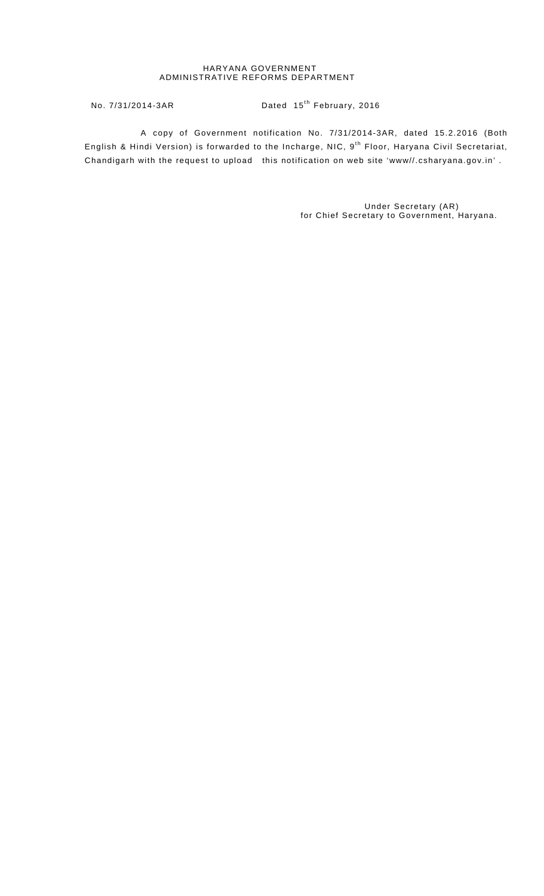HARYANA GOVERNMENT
ADMINISTRATIVE REFORMS DEPARTMENT

No. 7/31/2014-3AR Dated 15th February, 2016

A copy of Government notification No. 7/31/2014-3AR, dated 15.2.2016 (Both English & Hindi Version) is forwarded to the Incharge, NIC, 9th Floor, Haryana Civil Secretariat, Chandigarh with the request to upload this notification on web site 'www//.csharyana.gov.in' .

Under Secretary (AR)
for Chief Secretary to Government, Haryana.